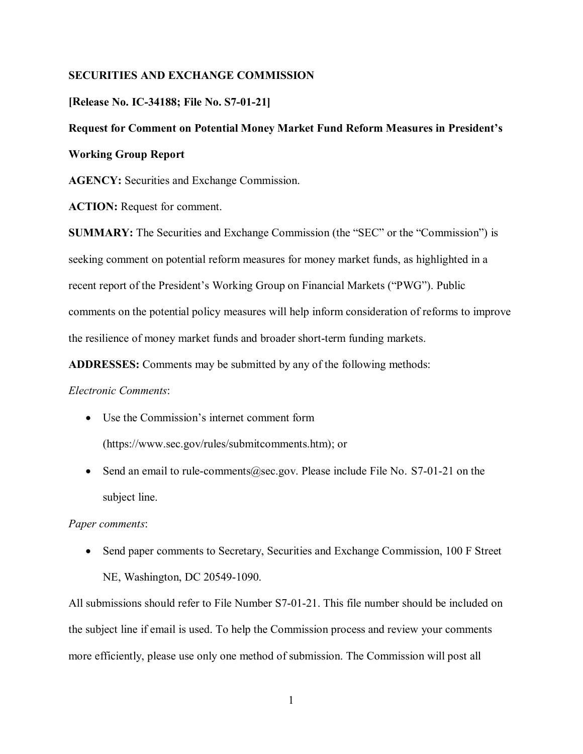**SECURITIES AND EXCHANGE COMMISSION**

**[Release No. IC-34188; File No. S7-01-21]**

**Request for Comment on Potential Money Market Fund Reform Measures in President's Working Group Report**

**AGENCY:** Securities and Exchange Commission.

**ACTION:** Request for comment.

**SUMMARY:** The Securities and Exchange Commission (the "SEC" or the "Commission") is seeking comment on potential reform measures for money market funds, as highlighted in a recent report of the President's Working Group on Financial Markets ("PWG"). Public comments on the potential policy measures will help inform consideration of reforms to improve the resilience of money market funds and broader short-term funding markets.

**ADDRESSES:** Comments may be submitted by any of the following methods:

*Electronic Comments*:

- Use the Commission's internet comment form (https://www.sec.gov/rules/submitcomments.htm); or
- Send an email to rule-comments@sec.gov. Please include File No. S7-01-21 on the subject line.

*Paper comments*:

- Send paper comments to Secretary, Securities and Exchange Commission, 100 F Street NE, Washington, DC 20549-1090.

All submissions should refer to File Number S7-01-21. This file number should be included on the subject line if email is used. To help the Commission process and review your comments more efficiently, please use only one method of submission. The Commission will post all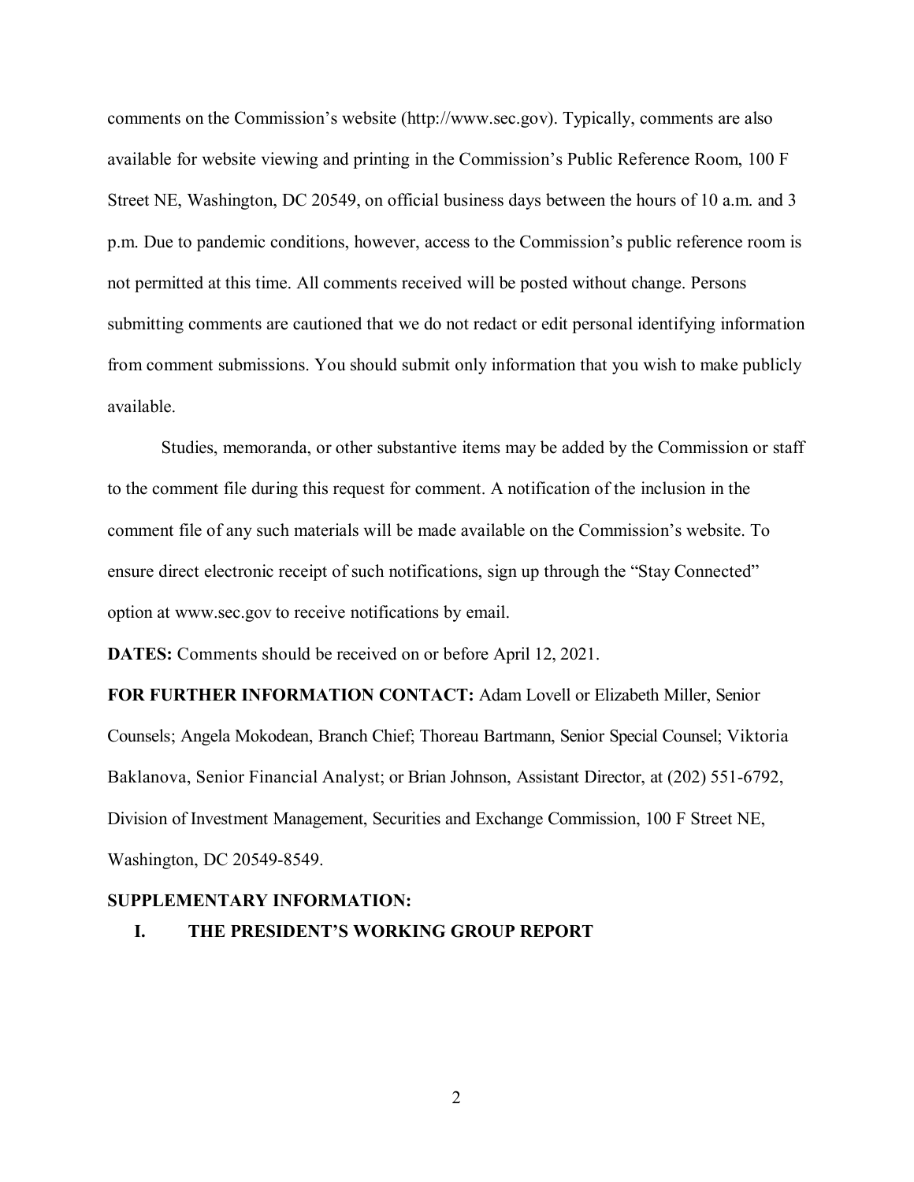comments on the Commission's website (http://www.sec.gov). Typically, comments are also available for website viewing and printing in the Commission's Public Reference Room, 100 F Street NE, Washington, DC 20549, on official business days between the hours of 10 a.m. and 3 p.m. Due to pandemic conditions, however, access to the Commission's public reference room is not permitted at this time. All comments received will be posted without change. Persons submitting comments are cautioned that we do not redact or edit personal identifying information from comment submissions. You should submit only information that you wish to make publicly available.

Studies, memoranda, or other substantive items may be added by the Commission or staff to the comment file during this request for comment. A notification of the inclusion in the comment file of any such materials will be made available on the Commission's website. To ensure direct electronic receipt of such notifications, sign up through the "Stay Connected" option at www.sec.gov to receive notifications by email.

**DATES:** Comments should be received on or before April 12, 2021.

**FOR FURTHER INFORMATION CONTACT:** Adam Lovell or Elizabeth Miller, Senior Counsels; Angela Mokodean, Branch Chief; Thoreau Bartmann, Senior Special Counsel; Viktoria Baklanova, Senior Financial Analyst; or Brian Johnson, Assistant Director, at (202) 551-6792, Division of Investment Management, Securities and Exchange Commission, 100 F Street NE, Washington, DC 20549-8549.

**SUPPLEMENTARY INFORMATION:**

## I. THE PRESIDENT'S WORKING GROUP REPORT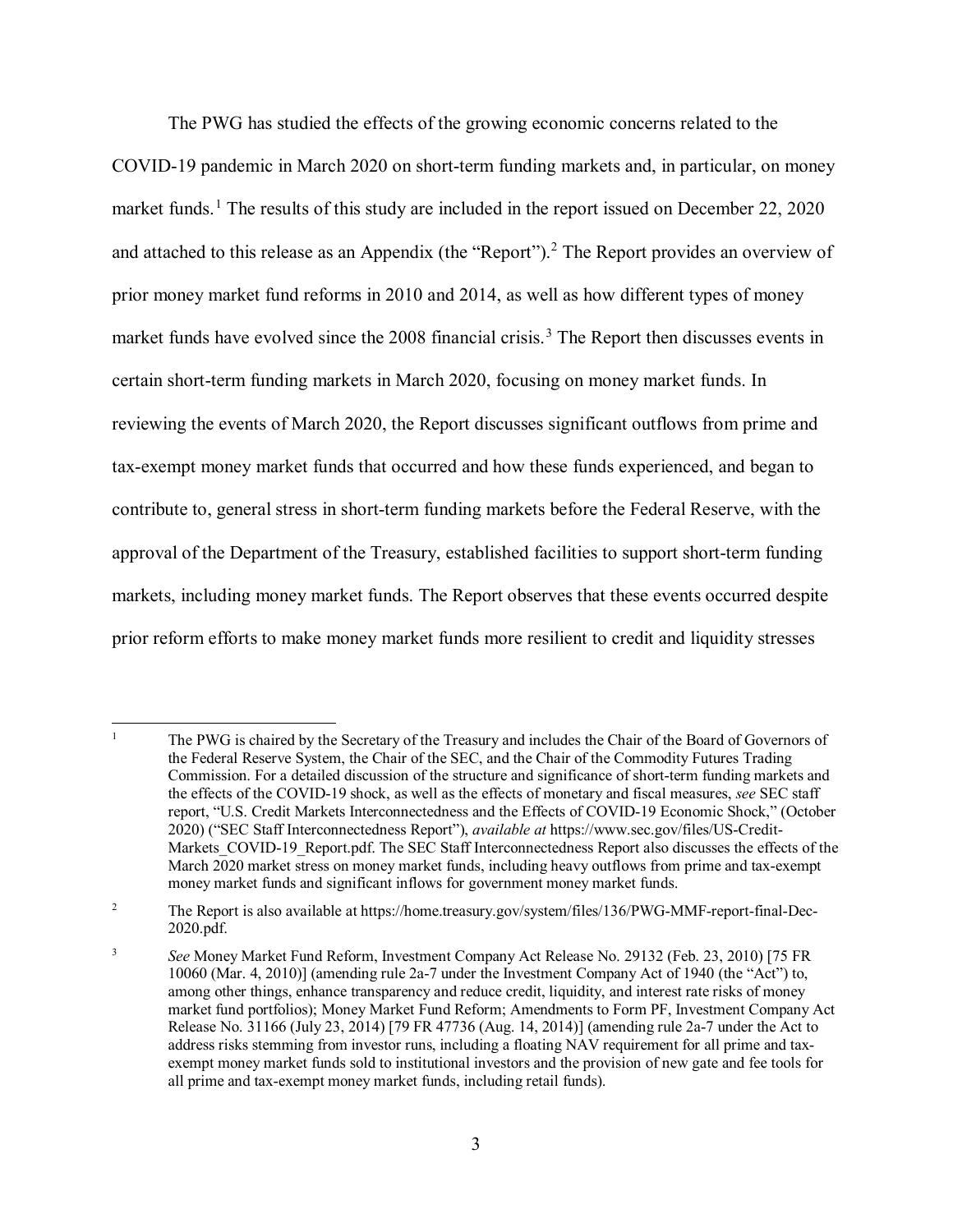The PWG has studied the effects of the growing economic concerns related to the COVID-19 pandemic in March 2020 on short-term funding markets and, in particular, on money market funds.[1] The results of this study are included in the report issued on December 22, 2020 and attached to this release as an Appendix (the "Report").[2] The Report provides an overview of prior money market fund reforms in 2010 and 2014, as well as how different types of money market funds have evolved since the 2008 financial crisis.[3] The Report then discusses events in certain short-term funding markets in March 2020, focusing on money market funds. In reviewing the events of March 2020, the Report discusses significant outflows from prime and tax-exempt money market funds that occurred and how these funds experienced, and began to contribute to, general stress in short-term funding markets before the Federal Reserve, with the approval of the Department of the Treasury, established facilities to support short-term funding markets, including money market funds. The Report observes that these events occurred despite prior reform efforts to make money market funds more resilient to credit and liquidity stresses

---

[1] The PWG is chaired by the Secretary of the Treasury and includes the Chair of the Board of Governors of the Federal Reserve System, the Chair of the SEC, and the Chair of the Commodity Futures Trading Commission. For a detailed discussion of the structure and significance of short-term funding markets and the effects of the COVID-19 shock, as well as the effects of monetary and fiscal measures, *see* SEC staff report, "U.S. Credit Markets Interconnectedness and the Effects of COVID-19 Economic Shock," (October 2020) ("SEC Staff Interconnectedness Report"), *available at* https://www.sec.gov/files/US-Credit-Markets_COVID-19_Report.pdf. The SEC Staff Interconnectedness Report also discusses the effects of the March 2020 market stress on money market funds, including heavy outflows from prime and tax-exempt money market funds and significant inflows for government money market funds.

[2] The Report is also available at https://home.treasury.gov/system/files/136/PWG-MMF-report-final-Dec-2020.pdf.

[3] *See* Money Market Fund Reform, Investment Company Act Release No. 29132 (Feb. 23, 2010) [75 FR 10060 (Mar. 4, 2010)] (amending rule 2a-7 under the Investment Company Act of 1940 (the "Act") to, among other things, enhance transparency and reduce credit, liquidity, and interest rate risks of money market fund portfolios); Money Market Fund Reform; Amendments to Form PF, Investment Company Act Release No. 31166 (July 23, 2014) [79 FR 47736 (Aug. 14, 2014)] (amending rule 2a-7 under the Act to address risks stemming from investor runs, including a floating NAV requirement for all prime and tax-exempt money market funds sold to institutional investors and the provision of new gate and fee tools for all prime and tax-exempt money market funds, including retail funds).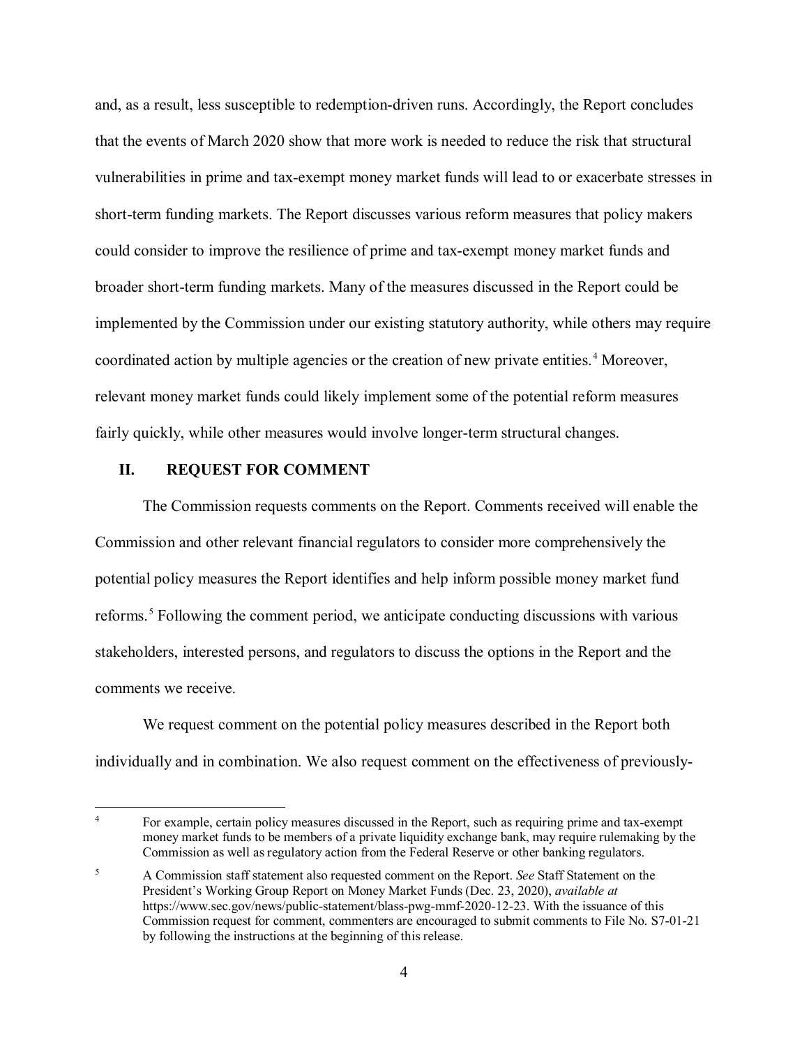and, as a result, less susceptible to redemption-driven runs. Accordingly, the Report concludes that the events of March 2020 show that more work is needed to reduce the risk that structural vulnerabilities in prime and tax-exempt money market funds will lead to or exacerbate stresses in short-term funding markets. The Report discusses various reform measures that policy makers could consider to improve the resilience of prime and tax-exempt money market funds and broader short-term funding markets. Many of the measures discussed in the Report could be implemented by the Commission under our existing statutory authority, while others may require coordinated action by multiple agencies or the creation of new private entities.[4] Moreover, relevant money market funds could likely implement some of the potential reform measures fairly quickly, while other measures would involve longer-term structural changes.

## II. REQUEST FOR COMMENT

The Commission requests comments on the Report. Comments received will enable the Commission and other relevant financial regulators to consider more comprehensively the potential policy measures the Report identifies and help inform possible money market fund reforms.[5] Following the comment period, we anticipate conducting discussions with various stakeholders, interested persons, and regulators to discuss the options in the Report and the comments we receive.

We request comment on the potential policy measures described in the Report both individually and in combination. We also request comment on the effectiveness of previously-

---

[4] For example, certain policy measures discussed in the Report, such as requiring prime and tax-exempt money market funds to be members of a private liquidity exchange bank, may require rulemaking by the Commission as well as regulatory action from the Federal Reserve or other banking regulators.

[5] A Commission staff statement also requested comment on the Report. *See* Staff Statement on the President's Working Group Report on Money Market Funds (Dec. 23, 2020), *available at* https://www.sec.gov/news/public-statement/blass-pwg-mmf-2020-12-23. With the issuance of this Commission request for comment, commenters are encouraged to submit comments to File No. S7-01-21 by following the instructions at the beginning of this release.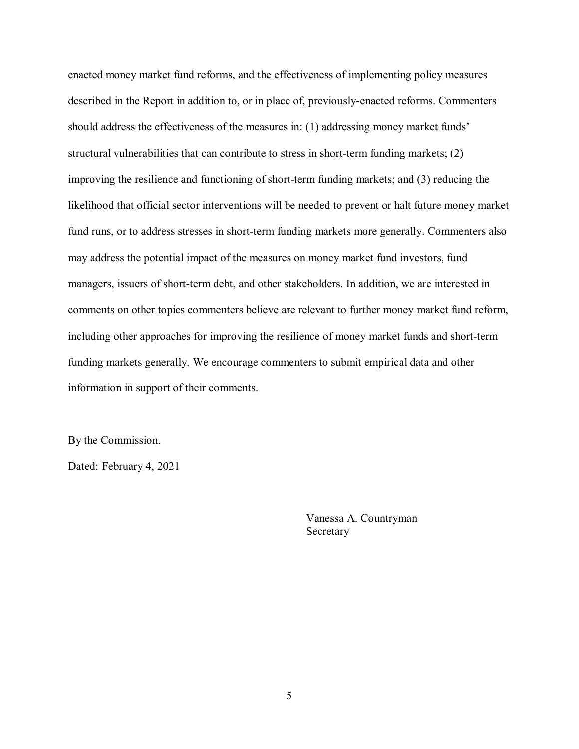enacted money market fund reforms, and the effectiveness of implementing policy measures described in the Report in addition to, or in place of, previously-enacted reforms. Commenters should address the effectiveness of the measures in: (1) addressing money market funds' structural vulnerabilities that can contribute to stress in short-term funding markets; (2) improving the resilience and functioning of short-term funding markets; and (3) reducing the likelihood that official sector interventions will be needed to prevent or halt future money market fund runs, or to address stresses in short-term funding markets more generally. Commenters also may address the potential impact of the measures on money market fund investors, fund managers, issuers of short-term debt, and other stakeholders. In addition, we are interested in comments on other topics commenters believe are relevant to further money market fund reform, including other approaches for improving the resilience of money market funds and short-term funding markets generally. We encourage commenters to submit empirical data and other information in support of their comments.

By the Commission.

Dated: February 4, 2021

Vanessa A. Countryman
Secretary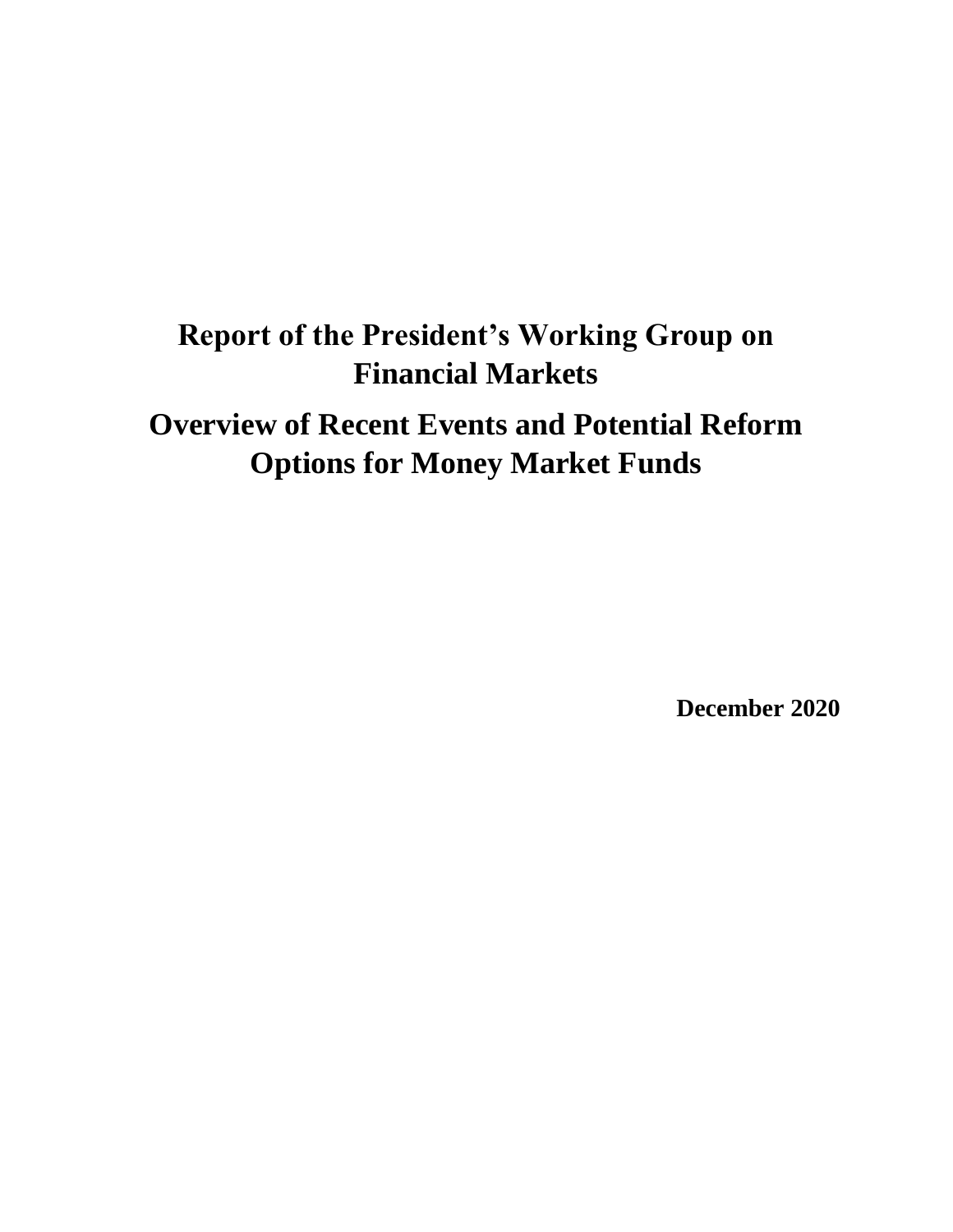# Report of the President's Working Group on Financial Markets

# Overview of Recent Events and Potential Reform Options for Money Market Funds

**December 2020**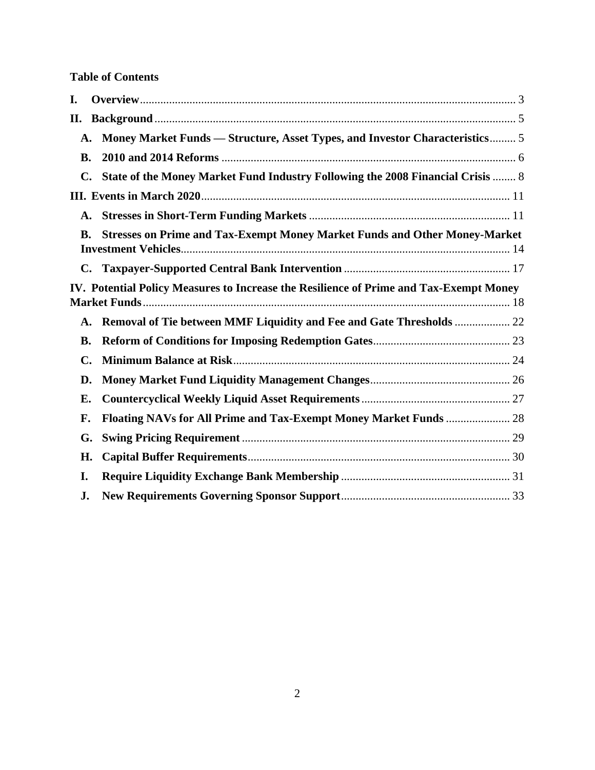**Table of Contents**

- **I. Overview** ... 3
- **II. Background** ... 5
  - **A. Money Market Funds — Structure, Asset Types, and Investor Characteristics** ... 5
  - **B. 2010 and 2014 Reforms** ... 6
  - **C. State of the Money Market Fund Industry Following the 2008 Financial Crisis** ... 8
- **III. Events in March 2020** ... 11
  - **A. Stresses in Short-Term Funding Markets** ... 11
  - **B. Stresses on Prime and Tax-Exempt Money Market Funds and Other Money-Market Investment Vehicles** ... 14
  - **C. Taxpayer-Supported Central Bank Intervention** ... 17
- **IV. Potential Policy Measures to Increase the Resilience of Prime and Tax-Exempt Money Market Funds** ... 18
  - **A. Removal of Tie between MMF Liquidity and Fee and Gate Thresholds** ... 22
  - **B. Reform of Conditions for Imposing Redemption Gates** ... 23
  - **C. Minimum Balance at Risk** ... 24
  - **D. Money Market Fund Liquidity Management Changes** ... 26
  - **E. Countercyclical Weekly Liquid Asset Requirements** ... 27
  - **F. Floating NAVs for All Prime and Tax-Exempt Money Market Funds** ... 28
  - **G. Swing Pricing Requirement** ... 29
  - **H. Capital Buffer Requirements** ... 30
  - **I. Require Liquidity Exchange Bank Membership** ... 31
  - **J. New Requirements Governing Sponsor Support** ... 33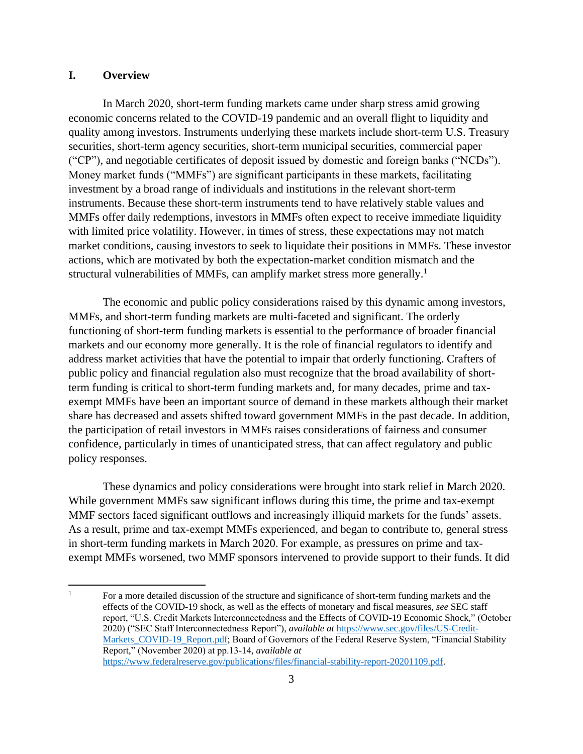## I. Overview

In March 2020, short-term funding markets came under sharp stress amid growing economic concerns related to the COVID-19 pandemic and an overall flight to liquidity and quality among investors. Instruments underlying these markets include short-term U.S. Treasury securities, short-term agency securities, short-term municipal securities, commercial paper ("CP"), and negotiable certificates of deposit issued by domestic and foreign banks ("NCDs"). Money market funds ("MMFs") are significant participants in these markets, facilitating investment by a broad range of individuals and institutions in the relevant short-term instruments. Because these short-term instruments tend to have relatively stable values and MMFs offer daily redemptions, investors in MMFs often expect to receive immediate liquidity with limited price volatility. However, in times of stress, these expectations may not match market conditions, causing investors to seek to liquidate their positions in MMFs. These investor actions, which are motivated by both the expectation-market condition mismatch and the structural vulnerabilities of MMFs, can amplify market stress more generally.[1]

The economic and public policy considerations raised by this dynamic among investors, MMFs, and short-term funding markets are multi-faceted and significant. The orderly functioning of short-term funding markets is essential to the performance of broader financial markets and our economy more generally. It is the role of financial regulators to identify and address market activities that have the potential to impair that orderly functioning. Crafters of public policy and financial regulation also must recognize that the broad availability of short-term funding is critical to short-term funding markets and, for many decades, prime and tax-exempt MMFs have been an important source of demand in these markets although their market share has decreased and assets shifted toward government MMFs in the past decade. In addition, the participation of retail investors in MMFs raises considerations of fairness and consumer confidence, particularly in times of unanticipated stress, that can affect regulatory and public policy responses.

These dynamics and policy considerations were brought into stark relief in March 2020. While government MMFs saw significant inflows during this time, the prime and tax-exempt MMF sectors faced significant outflows and increasingly illiquid markets for the funds' assets. As a result, prime and tax-exempt MMFs experienced, and began to contribute to, general stress in short-term funding markets in March 2020. For example, as pressures on prime and tax-exempt MMFs worsened, two MMF sponsors intervened to provide support to their funds. It did

[1] For a more detailed discussion of the structure and significance of short-term funding markets and the effects of the COVID-19 shock, as well as the effects of monetary and fiscal measures, *see* SEC staff report, "U.S. Credit Markets Interconnectedness and the Effects of COVID-19 Economic Shock," (October 2020) ("SEC Staff Interconnectedness Report"), *available at* https://www.sec.gov/files/US-Credit-Markets_COVID-19_Report.pdf; Board of Governors of the Federal Reserve System, "Financial Stability Report," (November 2020) at pp.13-14, *available at* https://www.federalreserve.gov/publications/files/financial-stability-report-20201109.pdf.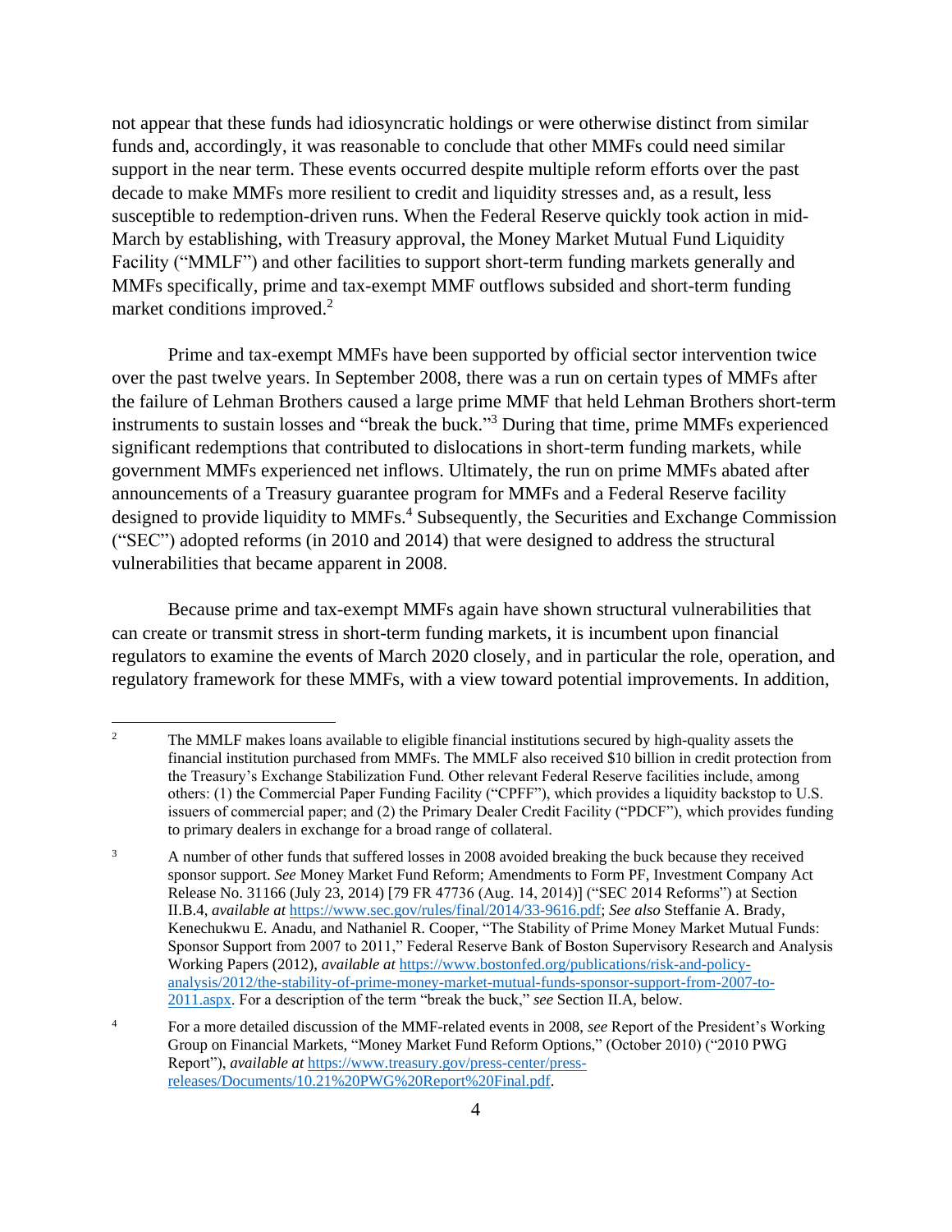not appear that these funds had idiosyncratic holdings or were otherwise distinct from similar funds and, accordingly, it was reasonable to conclude that other MMFs could need similar support in the near term. These events occurred despite multiple reform efforts over the past decade to make MMFs more resilient to credit and liquidity stresses and, as a result, less susceptible to redemption-driven runs. When the Federal Reserve quickly took action in mid-March by establishing, with Treasury approval, the Money Market Mutual Fund Liquidity Facility ("MMLF") and other facilities to support short-term funding markets generally and MMFs specifically, prime and tax-exempt MMF outflows subsided and short-term funding market conditions improved.[2]

Prime and tax-exempt MMFs have been supported by official sector intervention twice over the past twelve years. In September 2008, there was a run on certain types of MMFs after the failure of Lehman Brothers caused a large prime MMF that held Lehman Brothers short-term instruments to sustain losses and "break the buck."[3] During that time, prime MMFs experienced significant redemptions that contributed to dislocations in short-term funding markets, while government MMFs experienced net inflows. Ultimately, the run on prime MMFs abated after announcements of a Treasury guarantee program for MMFs and a Federal Reserve facility designed to provide liquidity to MMFs.[4] Subsequently, the Securities and Exchange Commission ("SEC") adopted reforms (in 2010 and 2014) that were designed to address the structural vulnerabilities that became apparent in 2008.

Because prime and tax-exempt MMFs again have shown structural vulnerabilities that can create or transmit stress in short-term funding markets, it is incumbent upon financial regulators to examine the events of March 2020 closely, and in particular the role, operation, and regulatory framework for these MMFs, with a view toward potential improvements. In addition,

---

[2] The MMLF makes loans available to eligible financial institutions secured by high-quality assets the financial institution purchased from MMFs. The MMLF also received $10 billion in credit protection from the Treasury's Exchange Stabilization Fund. Other relevant Federal Reserve facilities include, among others: (1) the Commercial Paper Funding Facility ("CPFF"), which provides a liquidity backstop to U.S. issuers of commercial paper; and (2) the Primary Dealer Credit Facility ("PDCF"), which provides funding to primary dealers in exchange for a broad range of collateral.

[3] A number of other funds that suffered losses in 2008 avoided breaking the buck because they received sponsor support. *See* Money Market Fund Reform; Amendments to Form PF, Investment Company Act Release No. 31166 (July 23, 2014) [79 FR 47736 (Aug. 14, 2014)] ("SEC 2014 Reforms") at Section II.B.4, *available at* https://www.sec.gov/rules/final/2014/33-9616.pdf; *See also* Steffanie A. Brady, Kenechukwu E. Anadu, and Nathaniel R. Cooper, "The Stability of Prime Money Market Mutual Funds: Sponsor Support from 2007 to 2011," Federal Reserve Bank of Boston Supervisory Research and Analysis Working Papers (2012), *available at* https://www.bostonfed.org/publications/risk-and-policy-analysis/2012/the-stability-of-prime-money-market-mutual-funds-sponsor-support-from-2007-to-2011.aspx. For a description of the term "break the buck," *see* Section II.A, below.

[4] For a more detailed discussion of the MMF-related events in 2008, *see* Report of the President's Working Group on Financial Markets, "Money Market Fund Reform Options," (October 2010) ("2010 PWG Report"), *available at* https://www.treasury.gov/press-center/press-releases/Documents/10.21%20PWG%20Report%20Final.pdf.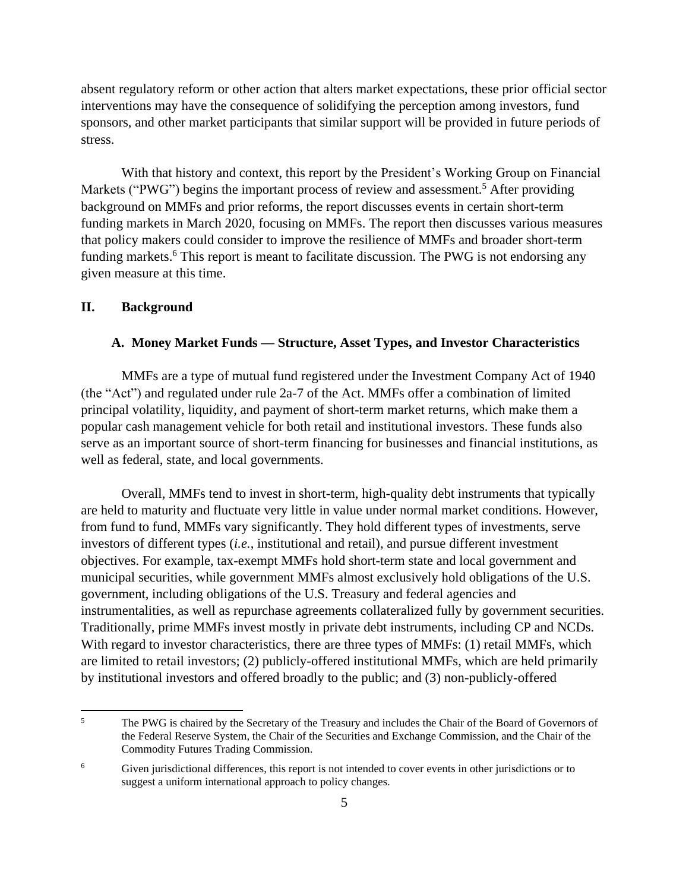absent regulatory reform or other action that alters market expectations, these prior official sector interventions may have the consequence of solidifying the perception among investors, fund sponsors, and other market participants that similar support will be provided in future periods of stress.

With that history and context, this report by the President's Working Group on Financial Markets ("PWG") begins the important process of review and assessment.[5] After providing background on MMFs and prior reforms, the report discusses events in certain short-term funding markets in March 2020, focusing on MMFs. The report then discusses various measures that policy makers could consider to improve the resilience of MMFs and broader short-term funding markets.[6] This report is meant to facilitate discussion. The PWG is not endorsing any given measure at this time.

## II. Background

### A. Money Market Funds — Structure, Asset Types, and Investor Characteristics

MMFs are a type of mutual fund registered under the Investment Company Act of 1940 (the "Act") and regulated under rule 2a-7 of the Act. MMFs offer a combination of limited principal volatility, liquidity, and payment of short-term market returns, which make them a popular cash management vehicle for both retail and institutional investors. These funds also serve as an important source of short-term financing for businesses and financial institutions, as well as federal, state, and local governments.

Overall, MMFs tend to invest in short-term, high-quality debt instruments that typically are held to maturity and fluctuate very little in value under normal market conditions. However, from fund to fund, MMFs vary significantly. They hold different types of investments, serve investors of different types (*i.e.*, institutional and retail), and pursue different investment objectives. For example, tax-exempt MMFs hold short-term state and local government and municipal securities, while government MMFs almost exclusively hold obligations of the U.S. government, including obligations of the U.S. Treasury and federal agencies and instrumentalities, as well as repurchase agreements collateralized fully by government securities. Traditionally, prime MMFs invest mostly in private debt instruments, including CP and NCDs. With regard to investor characteristics, there are three types of MMFs: (1) retail MMFs, which are limited to retail investors; (2) publicly-offered institutional MMFs, which are held primarily by institutional investors and offered broadly to the public; and (3) non-publicly-offered

---

[5] The PWG is chaired by the Secretary of the Treasury and includes the Chair of the Board of Governors of the Federal Reserve System, the Chair of the Securities and Exchange Commission, and the Chair of the Commodity Futures Trading Commission.

[6] Given jurisdictional differences, this report is not intended to cover events in other jurisdictions or to suggest a uniform international approach to policy changes.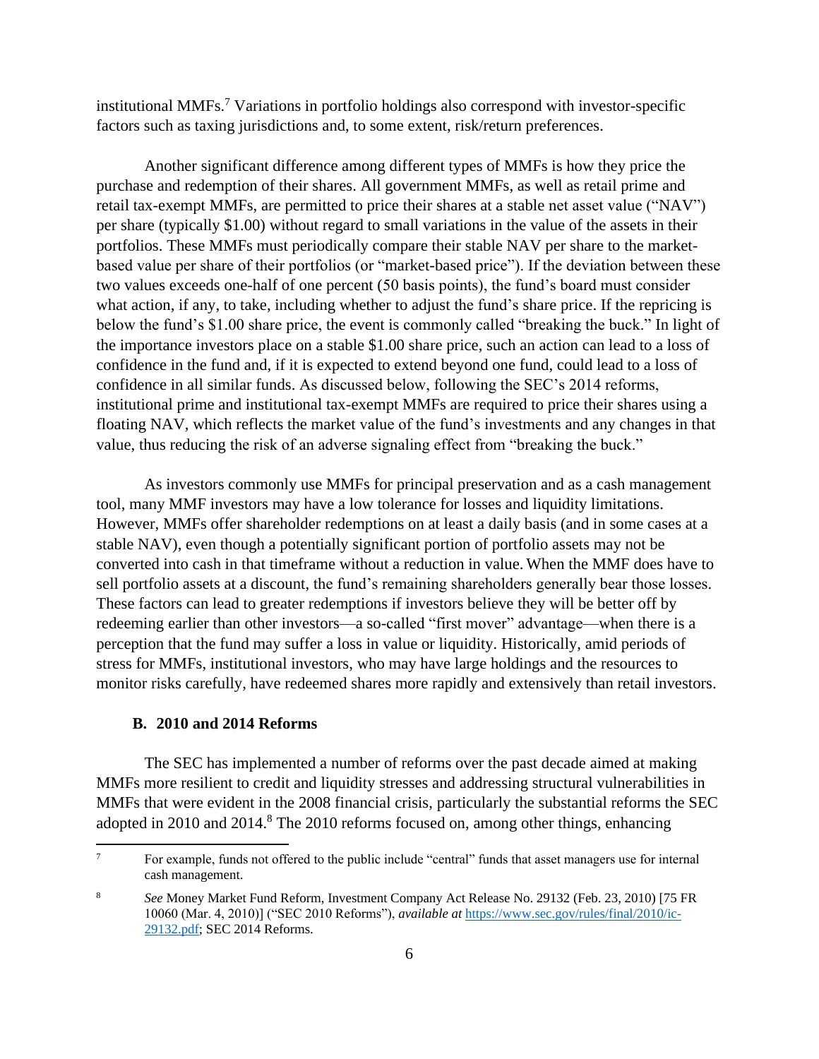institutional MMFs.[7] Variations in portfolio holdings also correspond with investor-specific factors such as taxing jurisdictions and, to some extent, risk/return preferences.

Another significant difference among different types of MMFs is how they price the purchase and redemption of their shares. All government MMFs, as well as retail prime and retail tax-exempt MMFs, are permitted to price their shares at a stable net asset value ("NAV") per share (typically $1.00) without regard to small variations in the value of the assets in their portfolios. These MMFs must periodically compare their stable NAV per share to the market-based value per share of their portfolios (or "market-based price"). If the deviation between these two values exceeds one-half of one percent (50 basis points), the fund's board must consider what action, if any, to take, including whether to adjust the fund's share price. If the repricing is below the fund's $1.00 share price, the event is commonly called "breaking the buck." In light of the importance investors place on a stable $1.00 share price, such an action can lead to a loss of confidence in the fund and, if it is expected to extend beyond one fund, could lead to a loss of confidence in all similar funds. As discussed below, following the SEC's 2014 reforms, institutional prime and institutional tax-exempt MMFs are required to price their shares using a floating NAV, which reflects the market value of the fund's investments and any changes in that value, thus reducing the risk of an adverse signaling effect from "breaking the buck."

As investors commonly use MMFs for principal preservation and as a cash management tool, many MMF investors may have a low tolerance for losses and liquidity limitations. However, MMFs offer shareholder redemptions on at least a daily basis (and in some cases at a stable NAV), even though a potentially significant portion of portfolio assets may not be converted into cash in that timeframe without a reduction in value. When the MMF does have to sell portfolio assets at a discount, the fund's remaining shareholders generally bear those losses. These factors can lead to greater redemptions if investors believe they will be better off by redeeming earlier than other investors—a so-called "first mover" advantage—when there is a perception that the fund may suffer a loss in value or liquidity. Historically, amid periods of stress for MMFs, institutional investors, who may have large holdings and the resources to monitor risks carefully, have redeemed shares more rapidly and extensively than retail investors.

### B. 2010 and 2014 Reforms

The SEC has implemented a number of reforms over the past decade aimed at making MMFs more resilient to credit and liquidity stresses and addressing structural vulnerabilities in MMFs that were evident in the 2008 financial crisis, particularly the substantial reforms the SEC adopted in 2010 and 2014.[8] The 2010 reforms focused on, among other things, enhancing

---

[7] For example, funds not offered to the public include "central" funds that asset managers use for internal cash management.

[8] *See* Money Market Fund Reform, Investment Company Act Release No. 29132 (Feb. 23, 2010) [75 FR 10060 (Mar. 4, 2010)] ("SEC 2010 Reforms"), *available at* https://www.sec.gov/rules/final/2010/ic-29132.pdf; SEC 2014 Reforms.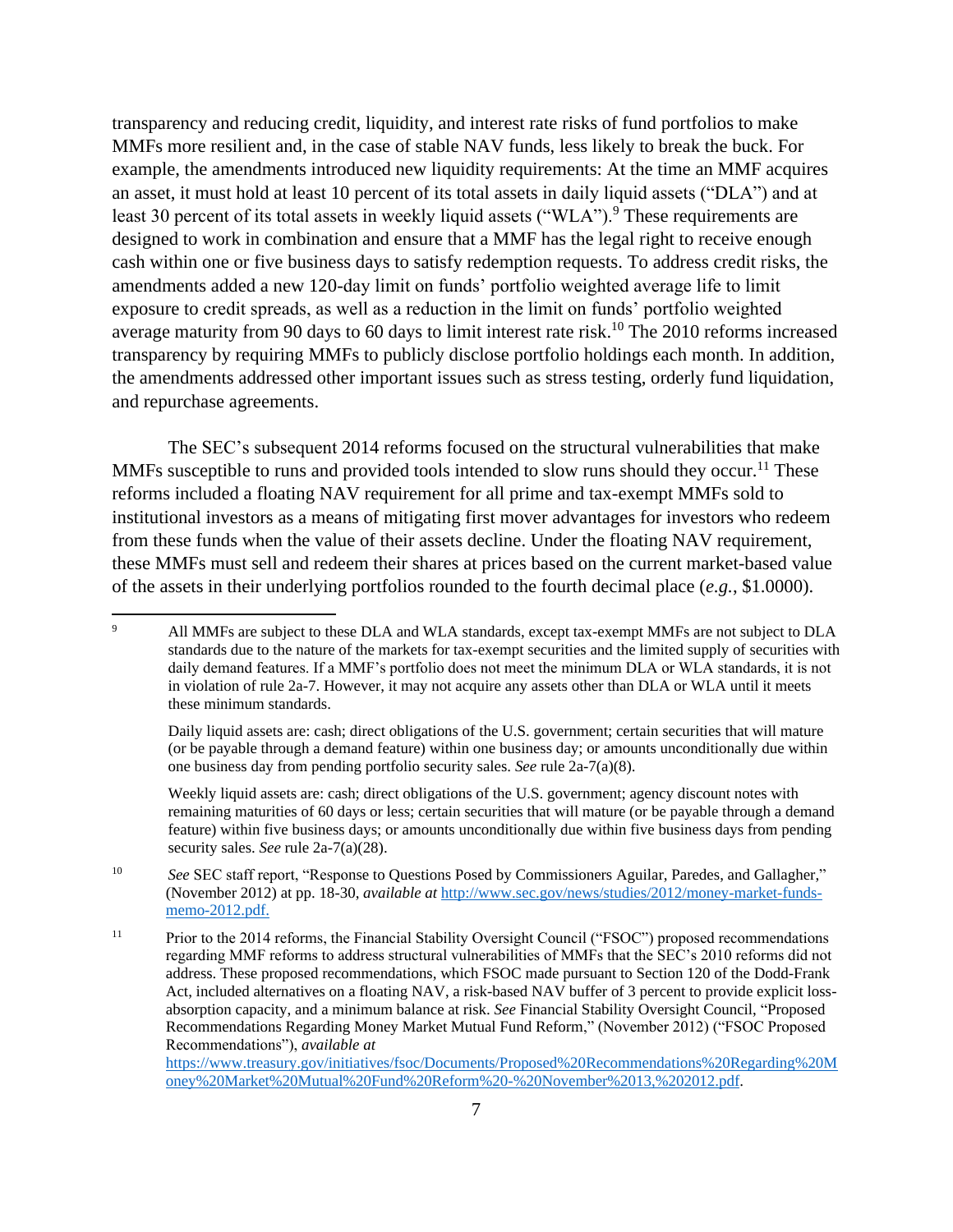transparency and reducing credit, liquidity, and interest rate risks of fund portfolios to make MMFs more resilient and, in the case of stable NAV funds, less likely to break the buck. For example, the amendments introduced new liquidity requirements: At the time an MMF acquires an asset, it must hold at least 10 percent of its total assets in daily liquid assets ("DLA") and at least 30 percent of its total assets in weekly liquid assets ("WLA").[9] These requirements are designed to work in combination and ensure that a MMF has the legal right to receive enough cash within one or five business days to satisfy redemption requests. To address credit risks, the amendments added a new 120-day limit on funds' portfolio weighted average life to limit exposure to credit spreads, as well as a reduction in the limit on funds' portfolio weighted average maturity from 90 days to 60 days to limit interest rate risk.[10] The 2010 reforms increased transparency by requiring MMFs to publicly disclose portfolio holdings each month. In addition, the amendments addressed other important issues such as stress testing, orderly fund liquidation, and repurchase agreements.

The SEC's subsequent 2014 reforms focused on the structural vulnerabilities that make MMFs susceptible to runs and provided tools intended to slow runs should they occur.[11] These reforms included a floating NAV requirement for all prime and tax-exempt MMFs sold to institutional investors as a means of mitigating first mover advantages for investors who redeem from these funds when the value of their assets decline. Under the floating NAV requirement, these MMFs must sell and redeem their shares at prices based on the current market-based value of the assets in their underlying portfolios rounded to the fourth decimal place (*e.g.*, $1.0000).

---

[9] All MMFs are subject to these DLA and WLA standards, except tax-exempt MMFs are not subject to DLA standards due to the nature of the markets for tax-exempt securities and the limited supply of securities with daily demand features. If a MMF's portfolio does not meet the minimum DLA or WLA standards, it is not in violation of rule 2a-7. However, it may not acquire any assets other than DLA or WLA until it meets these minimum standards.

Daily liquid assets are: cash; direct obligations of the U.S. government; certain securities that will mature (or be payable through a demand feature) within one business day; or amounts unconditionally due within one business day from pending portfolio security sales. *See* rule 2a-7(a)(8).

Weekly liquid assets are: cash; direct obligations of the U.S. government; agency discount notes with remaining maturities of 60 days or less; certain securities that will mature (or be payable through a demand feature) within five business days; or amounts unconditionally due within five business days from pending security sales. *See* rule 2a-7(a)(28).

[10] *See* SEC staff report, "Response to Questions Posed by Commissioners Aguilar, Paredes, and Gallagher," (November 2012) at pp. 18-30, *available at* [http://www.sec.gov/news/studies/2012/money-market-funds-memo-2012.pdf.](http://www.sec.gov/news/studies/2012/money-market-funds-memo-2012.pdf)

[11] Prior to the 2014 reforms, the Financial Stability Oversight Council ("FSOC") proposed recommendations regarding MMF reforms to address structural vulnerabilities of MMFs that the SEC's 2010 reforms did not address. These proposed recommendations, which FSOC made pursuant to Section 120 of the Dodd-Frank Act, included alternatives on a floating NAV, a risk-based NAV buffer of 3 percent to provide explicit loss-absorption capacity, and a minimum balance at risk. *See* Financial Stability Oversight Council, "Proposed Recommendations Regarding Money Market Mutual Fund Reform," (November 2012) ("FSOC Proposed Recommendations"), *available at* [https://www.treasury.gov/initiatives/fsoc/Documents/Proposed%20Recommendations%20Regarding%20Money%20Market%20Mutual%20Fund%20Reform%20-%20November%2013,%202012.pdf](https://www.treasury.gov/initiatives/fsoc/Documents/Proposed%20Recommendations%20Regarding%20Money%20Market%20Mutual%20Fund%20Reform%20-%20November%2013,%202012.pdf).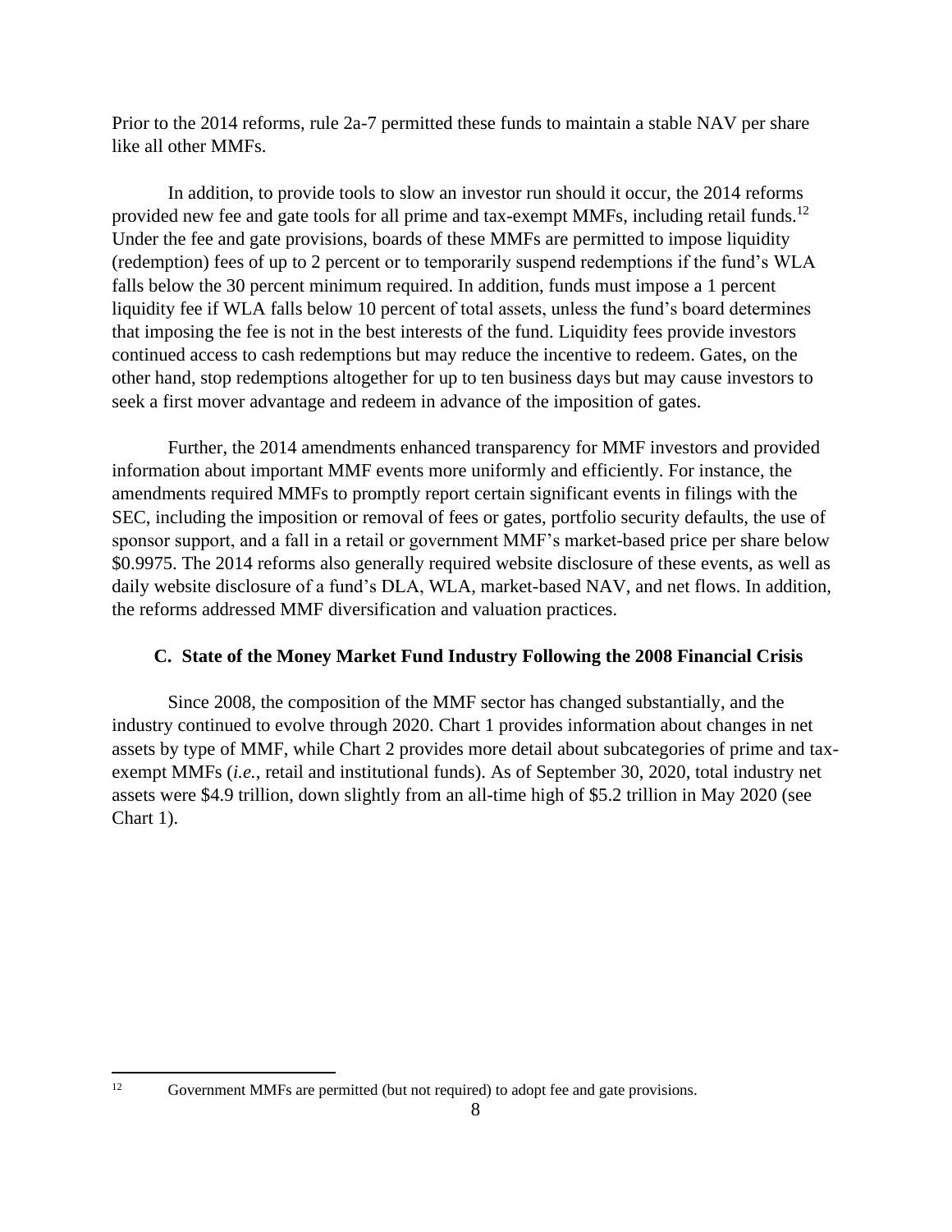Prior to the 2014 reforms, rule 2a-7 permitted these funds to maintain a stable NAV per share like all other MMFs.

In addition, to provide tools to slow an investor run should it occur, the 2014 reforms provided new fee and gate tools for all prime and tax-exempt MMFs, including retail funds.[12] Under the fee and gate provisions, boards of these MMFs are permitted to impose liquidity (redemption) fees of up to 2 percent or to temporarily suspend redemptions if the fund's WLA falls below the 30 percent minimum required. In addition, funds must impose a 1 percent liquidity fee if WLA falls below 10 percent of total assets, unless the fund's board determines that imposing the fee is not in the best interests of the fund. Liquidity fees provide investors continued access to cash redemptions but may reduce the incentive to redeem. Gates, on the other hand, stop redemptions altogether for up to ten business days but may cause investors to seek a first mover advantage and redeem in advance of the imposition of gates.

Further, the 2014 amendments enhanced transparency for MMF investors and provided information about important MMF events more uniformly and efficiently. For instance, the amendments required MMFs to promptly report certain significant events in filings with the SEC, including the imposition or removal of fees or gates, portfolio security defaults, the use of sponsor support, and a fall in a retail or government MMF's market-based price per share below \$0.9975. The 2014 reforms also generally required website disclosure of these events, as well as daily website disclosure of a fund's DLA, WLA, market-based NAV, and net flows. In addition, the reforms addressed MMF diversification and valuation practices.

### C. State of the Money Market Fund Industry Following the 2008 Financial Crisis

Since 2008, the composition of the MMF sector has changed substantially, and the industry continued to evolve through 2020. Chart 1 provides information about changes in net assets by type of MMF, while Chart 2 provides more detail about subcategories of prime and tax-exempt MMFs (*i.e.*, retail and institutional funds). As of September 30, 2020, total industry net assets were \$4.9 trillion, down slightly from an all-time high of \$5.2 trillion in May 2020 (see Chart 1).

---

[12] Government MMFs are permitted (but not required) to adopt fee and gate provisions.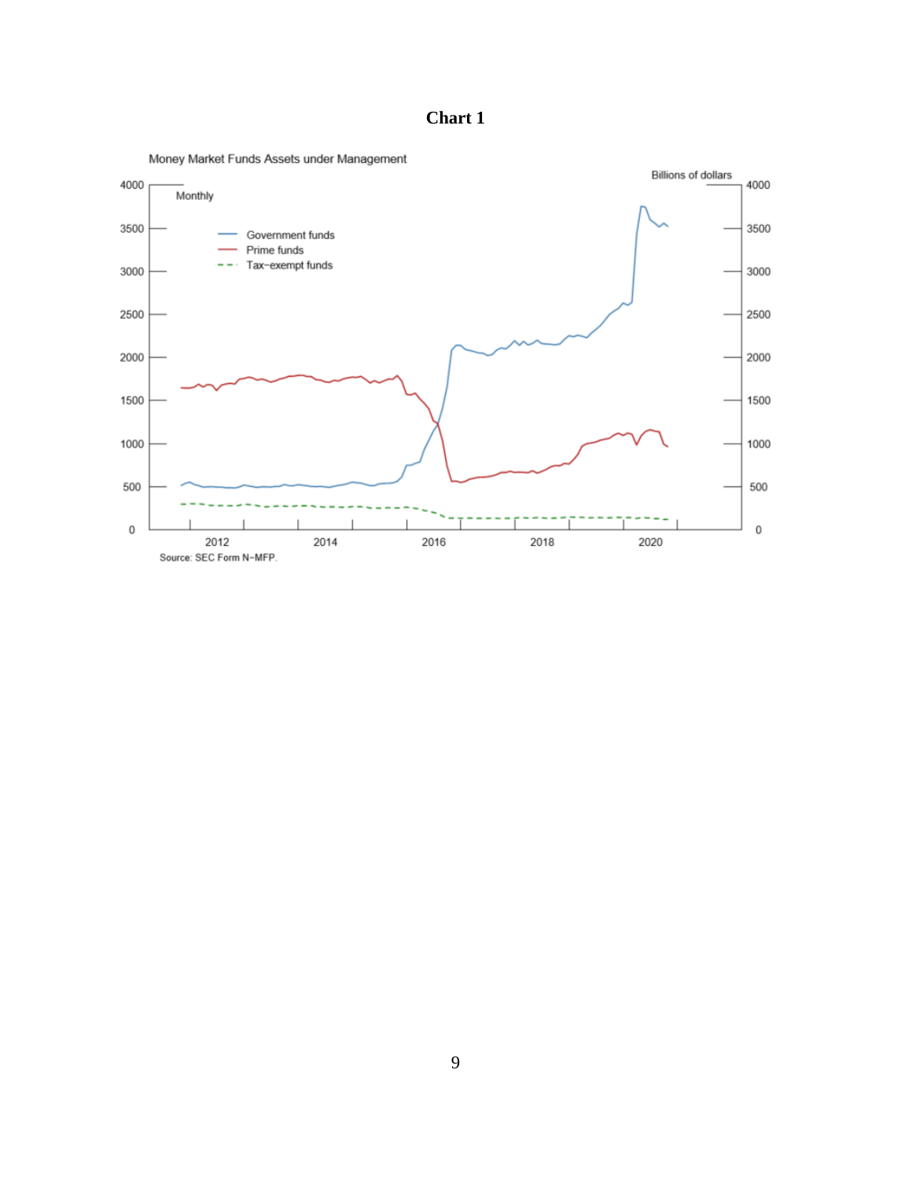**Chart 1**

Money Market Funds Assets under Management

Monthly

Billions of dollars

Government funds
Prime funds
Tax-exempt funds

Source: SEC Form N-MFP.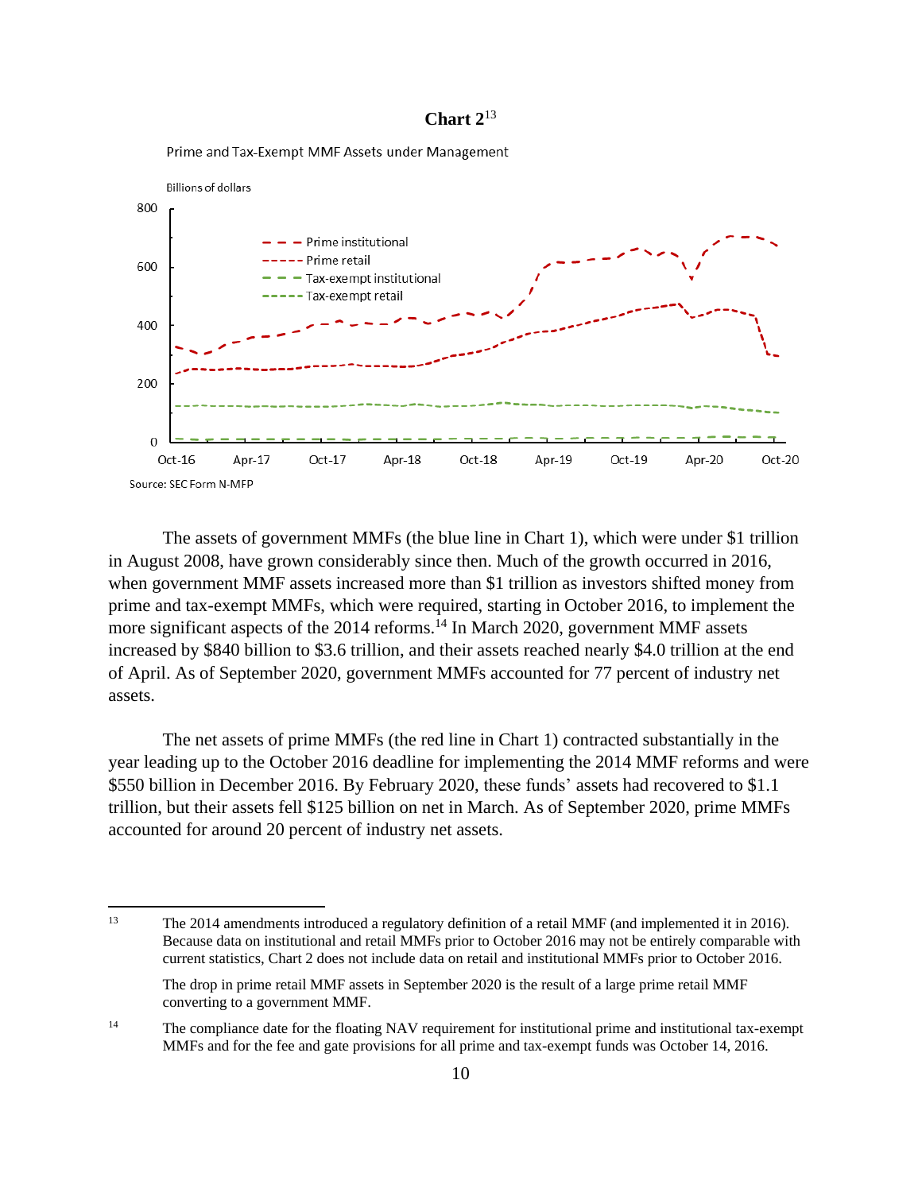**Chart 2**[13]

Prime and Tax-Exempt MMF Assets under Management

Billions of dollars

Source: SEC Form N-MFP

The assets of government MMFs (the blue line in Chart 1), which were under $1 trillion in August 2008, have grown considerably since then. Much of the growth occurred in 2016, when government MMF assets increased more than $1 trillion as investors shifted money from prime and tax-exempt MMFs, which were required, starting in October 2016, to implement the more significant aspects of the 2014 reforms.[14] In March 2020, government MMF assets increased by $840 billion to $3.6 trillion, and their assets reached nearly $4.0 trillion at the end of April. As of September 2020, government MMFs accounted for 77 percent of industry net assets.

The net assets of prime MMFs (the red line in Chart 1) contracted substantially in the year leading up to the October 2016 deadline for implementing the 2014 MMF reforms and were $550 billion in December 2016. By February 2020, these funds' assets had recovered to $1.1 trillion, but their assets fell $125 billion on net in March. As of September 2020, prime MMFs accounted for around 20 percent of industry net assets.

---

[13] The 2014 amendments introduced a regulatory definition of a retail MMF (and implemented it in 2016). Because data on institutional and retail MMFs prior to October 2016 may not be entirely comparable with current statistics, Chart 2 does not include data on retail and institutional MMFs prior to October 2016.

The drop in prime retail MMF assets in September 2020 is the result of a large prime retail MMF converting to a government MMF.

[14] The compliance date for the floating NAV requirement for institutional prime and institutional tax-exempt MMFs and for the fee and gate provisions for all prime and tax-exempt funds was October 14, 2016.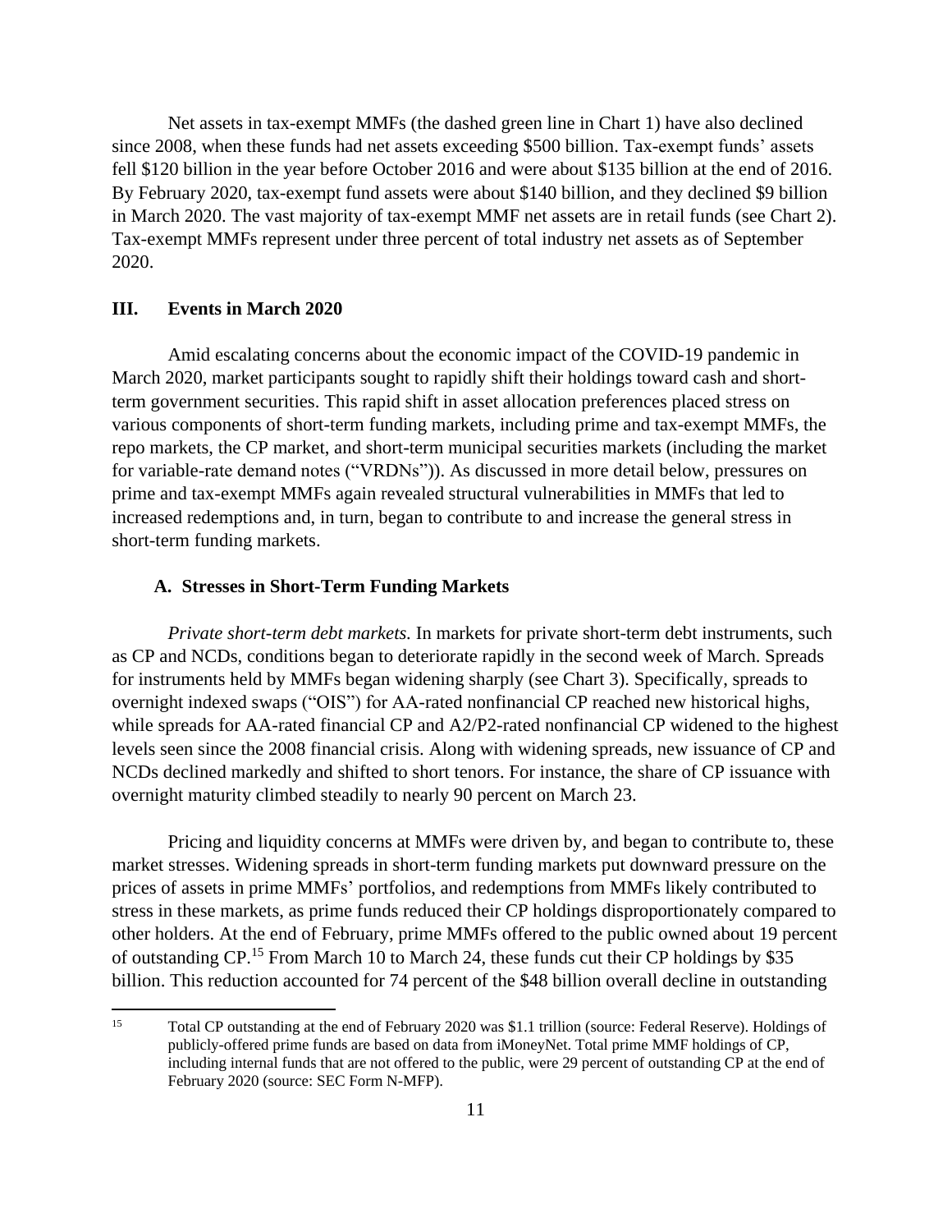Net assets in tax-exempt MMFs (the dashed green line in Chart 1) have also declined since 2008, when these funds had net assets exceeding \$500 billion. Tax-exempt funds' assets fell \$120 billion in the year before October 2016 and were about \$135 billion at the end of 2016. By February 2020, tax-exempt fund assets were about \$140 billion, and they declined \$9 billion in March 2020. The vast majority of tax-exempt MMF net assets are in retail funds (see Chart 2). Tax-exempt MMFs represent under three percent of total industry net assets as of September 2020.

## III. Events in March 2020

Amid escalating concerns about the economic impact of the COVID-19 pandemic in March 2020, market participants sought to rapidly shift their holdings toward cash and short-term government securities. This rapid shift in asset allocation preferences placed stress on various components of short-term funding markets, including prime and tax-exempt MMFs, the repo markets, the CP market, and short-term municipal securities markets (including the market for variable-rate demand notes ("VRDNs")). As discussed in more detail below, pressures on prime and tax-exempt MMFs again revealed structural vulnerabilities in MMFs that led to increased redemptions and, in turn, began to contribute to and increase the general stress in short-term funding markets.

### A. Stresses in Short-Term Funding Markets

*Private short-term debt markets.* In markets for private short-term debt instruments, such as CP and NCDs, conditions began to deteriorate rapidly in the second week of March. Spreads for instruments held by MMFs began widening sharply (see Chart 3). Specifically, spreads to overnight indexed swaps ("OIS") for AA-rated nonfinancial CP reached new historical highs, while spreads for AA-rated financial CP and A2/P2-rated nonfinancial CP widened to the highest levels seen since the 2008 financial crisis. Along with widening spreads, new issuance of CP and NCDs declined markedly and shifted to short tenors. For instance, the share of CP issuance with overnight maturity climbed steadily to nearly 90 percent on March 23.

Pricing and liquidity concerns at MMFs were driven by, and began to contribute to, these market stresses. Widening spreads in short-term funding markets put downward pressure on the prices of assets in prime MMFs' portfolios, and redemptions from MMFs likely contributed to stress in these markets, as prime funds reduced their CP holdings disproportionately compared to other holders. At the end of February, prime MMFs offered to the public owned about 19 percent of outstanding CP.[15] From March 10 to March 24, these funds cut their CP holdings by \$35 billion. This reduction accounted for 74 percent of the \$48 billion overall decline in outstanding

[15] Total CP outstanding at the end of February 2020 was \$1.1 trillion (source: Federal Reserve). Holdings of publicly-offered prime funds are based on data from iMoneyNet. Total prime MMF holdings of CP, including internal funds that are not offered to the public, were 29 percent of outstanding CP at the end of February 2020 (source: SEC Form N-MFP).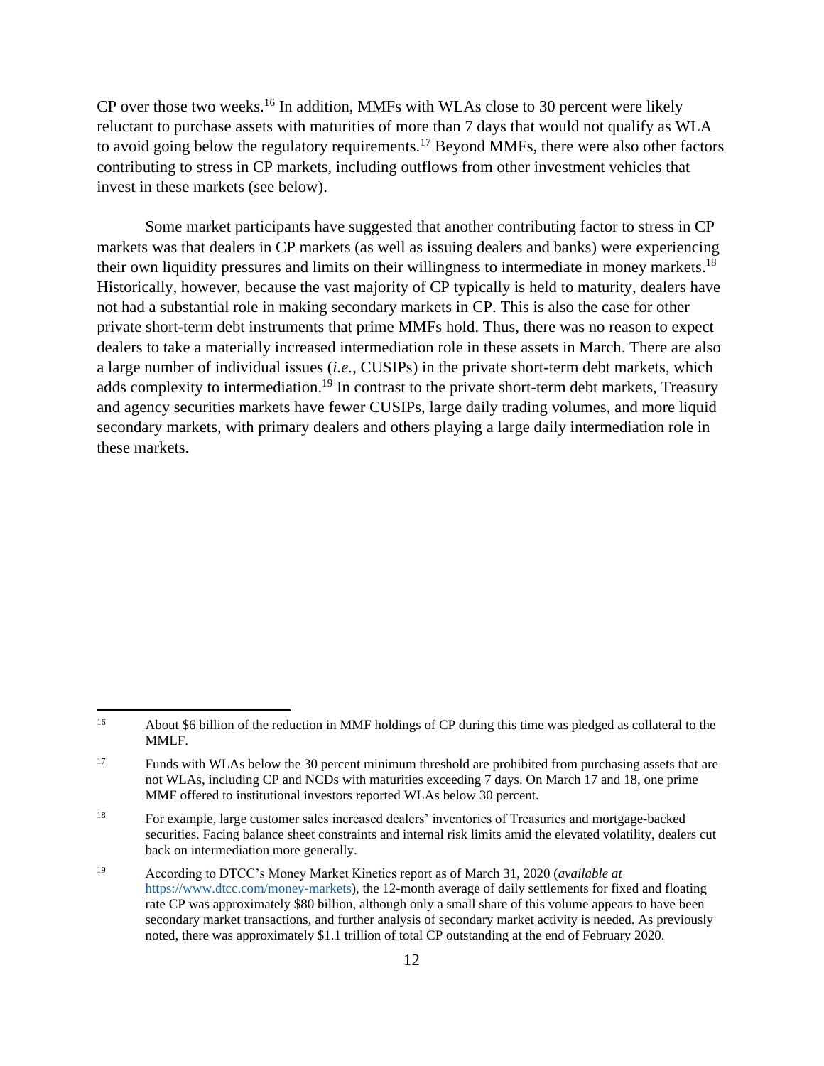CP over those two weeks.[16] In addition, MMFs with WLAs close to 30 percent were likely reluctant to purchase assets with maturities of more than 7 days that would not qualify as WLA to avoid going below the regulatory requirements.[17] Beyond MMFs, there were also other factors contributing to stress in CP markets, including outflows from other investment vehicles that invest in these markets (see below).

Some market participants have suggested that another contributing factor to stress in CP markets was that dealers in CP markets (as well as issuing dealers and banks) were experiencing their own liquidity pressures and limits on their willingness to intermediate in money markets.[18] Historically, however, because the vast majority of CP typically is held to maturity, dealers have not had a substantial role in making secondary markets in CP. This is also the case for other private short-term debt instruments that prime MMFs hold. Thus, there was no reason to expect dealers to take a materially increased intermediation role in these assets in March. There are also a large number of individual issues (*i.e.*, CUSIPs) in the private short-term debt markets, which adds complexity to intermediation.[19] In contrast to the private short-term debt markets, Treasury and agency securities markets have fewer CUSIPs, large daily trading volumes, and more liquid secondary markets, with primary dealers and others playing a large daily intermediation role in these markets.

---

[16] About $6 billion of the reduction in MMF holdings of CP during this time was pledged as collateral to the MMLF.

[17] Funds with WLAs below the 30 percent minimum threshold are prohibited from purchasing assets that are not WLAs, including CP and NCDs with maturities exceeding 7 days. On March 17 and 18, one prime MMF offered to institutional investors reported WLAs below 30 percent.

[18] For example, large customer sales increased dealers' inventories of Treasuries and mortgage-backed securities. Facing balance sheet constraints and internal risk limits amid the elevated volatility, dealers cut back on intermediation more generally.

[19] According to DTCC's Money Market Kinetics report as of March 31, 2020 (*available at* https://www.dtcc.com/money-markets), the 12-month average of daily settlements for fixed and floating rate CP was approximately $80 billion, although only a small share of this volume appears to have been secondary market transactions, and further analysis of secondary market activity is needed. As previously noted, there was approximately $1.1 trillion of total CP outstanding at the end of February 2020.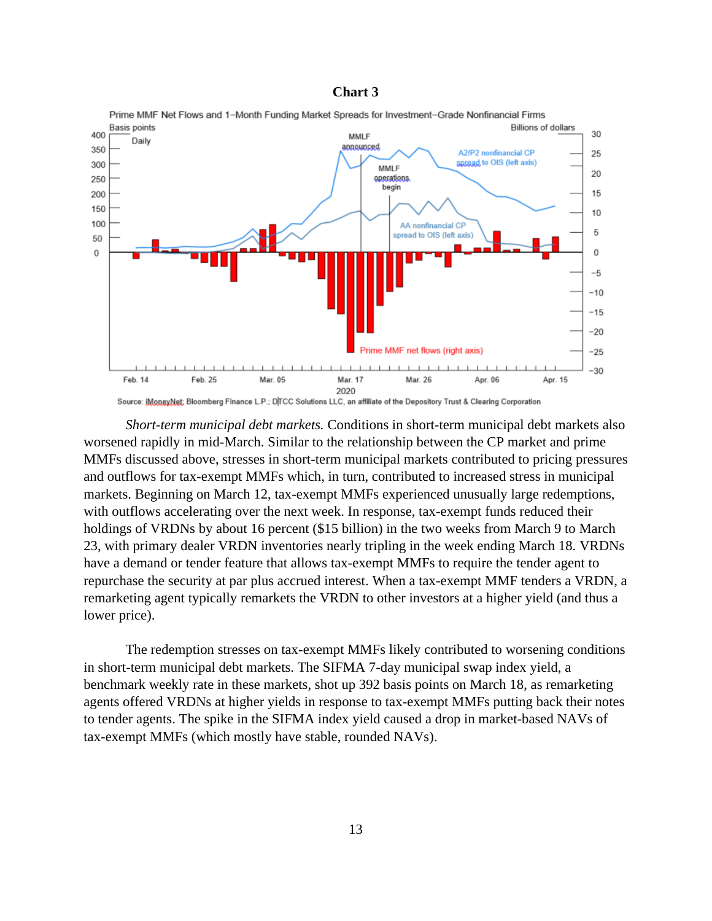**Chart 3**

Prime MMF Net Flows and 1−Month Funding Market Spreads for Investment−Grade Nonfinancial Firms

Source: iMoneyNet; Bloomberg Finance L.P.; DTCC Solutions LLC, an affiliate of the Depository Trust & Clearing Corporation

*Short-term municipal debt markets.* Conditions in short-term municipal debt markets also worsened rapidly in mid-March. Similar to the relationship between the CP market and prime MMFs discussed above, stresses in short-term municipal markets contributed to pricing pressures and outflows for tax-exempt MMFs which, in turn, contributed to increased stress in municipal markets. Beginning on March 12, tax-exempt MMFs experienced unusually large redemptions, with outflows accelerating over the next week. In response, tax-exempt funds reduced their holdings of VRDNs by about 16 percent ($15 billion) in the two weeks from March 9 to March 23, with primary dealer VRDN inventories nearly tripling in the week ending March 18. VRDNs have a demand or tender feature that allows tax-exempt MMFs to require the tender agent to repurchase the security at par plus accrued interest. When a tax-exempt MMF tenders a VRDN, a remarketing agent typically remarkets the VRDN to other investors at a higher yield (and thus a lower price).

The redemption stresses on tax-exempt MMFs likely contributed to worsening conditions in short-term municipal debt markets. The SIFMA 7-day municipal swap index yield, a benchmark weekly rate in these markets, shot up 392 basis points on March 18, as remarketing agents offered VRDNs at higher yields in response to tax-exempt MMFs putting back their notes to tender agents. The spike in the SIFMA index yield caused a drop in market-based NAVs of tax-exempt MMFs (which mostly have stable, rounded NAVs).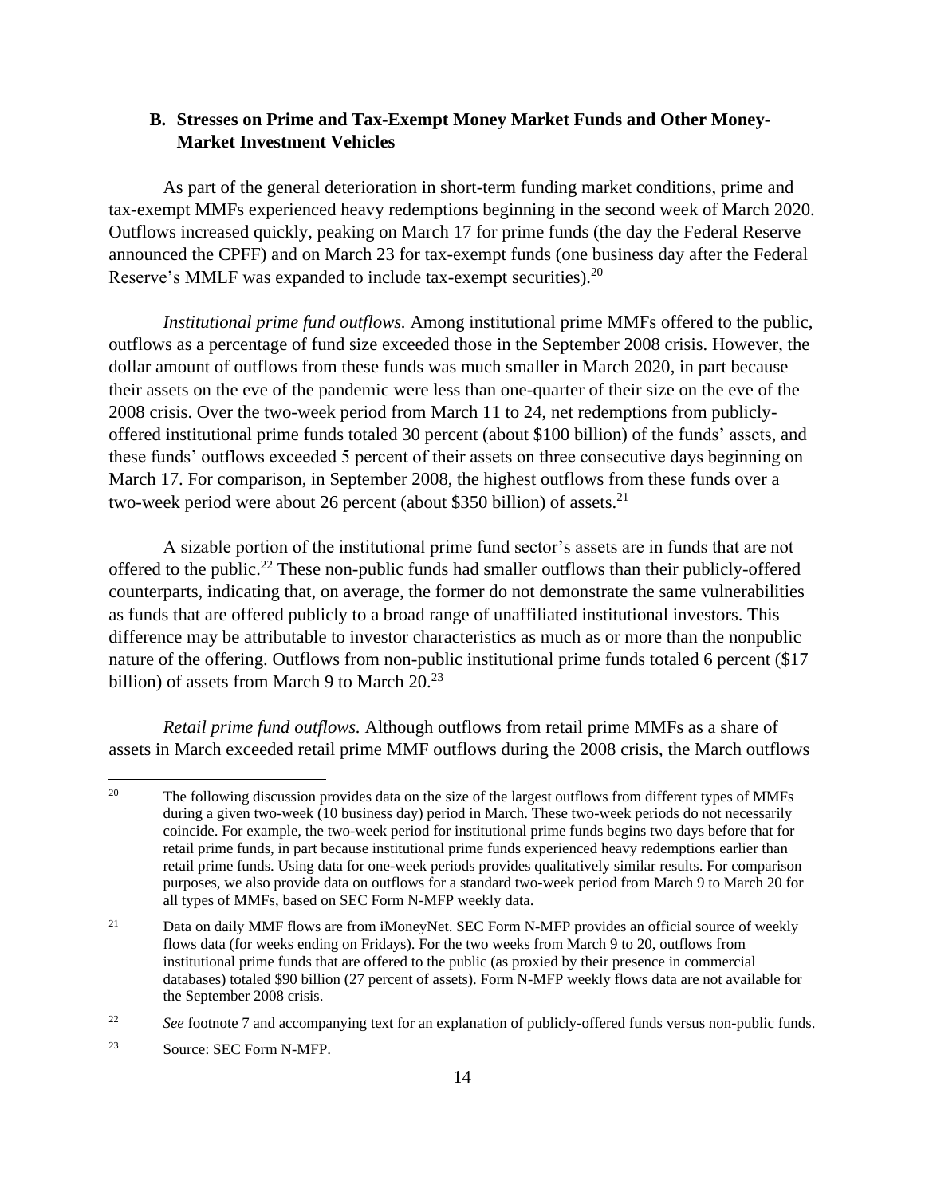### B. Stresses on Prime and Tax-Exempt Money Market Funds and Other Money-Market Investment Vehicles

As part of the general deterioration in short-term funding market conditions, prime and tax-exempt MMFs experienced heavy redemptions beginning in the second week of March 2020. Outflows increased quickly, peaking on March 17 for prime funds (the day the Federal Reserve announced the CPFF) and on March 23 for tax-exempt funds (one business day after the Federal Reserve's MMLF was expanded to include tax-exempt securities).[20]

*Institutional prime fund outflows.* Among institutional prime MMFs offered to the public, outflows as a percentage of fund size exceeded those in the September 2008 crisis. However, the dollar amount of outflows from these funds was much smaller in March 2020, in part because their assets on the eve of the pandemic were less than one-quarter of their size on the eve of the 2008 crisis. Over the two-week period from March 11 to 24, net redemptions from publicly-offered institutional prime funds totaled 30 percent (about $100 billion) of the funds' assets, and these funds' outflows exceeded 5 percent of their assets on three consecutive days beginning on March 17. For comparison, in September 2008, the highest outflows from these funds over a two-week period were about 26 percent (about $350 billion) of assets.[21]

A sizable portion of the institutional prime fund sector's assets are in funds that are not offered to the public.[22] These non-public funds had smaller outflows than their publicly-offered counterparts, indicating that, on average, the former do not demonstrate the same vulnerabilities as funds that are offered publicly to a broad range of unaffiliated institutional investors. This difference may be attributable to investor characteristics as much as or more than the nonpublic nature of the offering. Outflows from non-public institutional prime funds totaled 6 percent ($17 billion) of assets from March 9 to March 20.[23]

*Retail prime fund outflows.* Although outflows from retail prime MMFs as a share of assets in March exceeded retail prime MMF outflows during the 2008 crisis, the March outflows

---

[20] The following discussion provides data on the size of the largest outflows from different types of MMFs during a given two-week (10 business day) period in March. These two-week periods do not necessarily coincide. For example, the two-week period for institutional prime funds begins two days before that for retail prime funds, in part because institutional prime funds experienced heavy redemptions earlier than retail prime funds. Using data for one-week periods provides qualitatively similar results. For comparison purposes, we also provide data on outflows for a standard two-week period from March 9 to March 20 for all types of MMFs, based on SEC Form N-MFP weekly data.

[21] Data on daily MMF flows are from iMoneyNet. SEC Form N-MFP provides an official source of weekly flows data (for weeks ending on Fridays). For the two weeks from March 9 to 20, outflows from institutional prime funds that are offered to the public (as proxied by their presence in commercial databases) totaled $90 billion (27 percent of assets). Form N-MFP weekly flows data are not available for the September 2008 crisis.

[22] *See* footnote 7 and accompanying text for an explanation of publicly-offered funds versus non-public funds.

[23] Source: SEC Form N-MFP.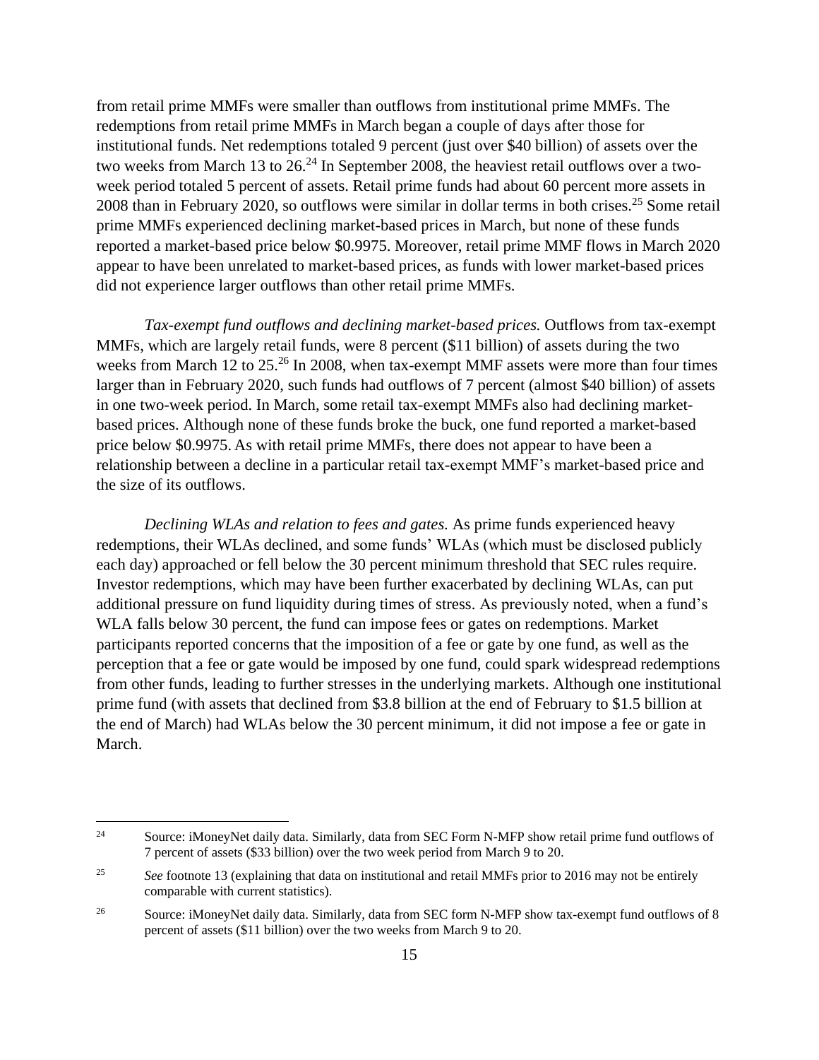from retail prime MMFs were smaller than outflows from institutional prime MMFs. The redemptions from retail prime MMFs in March began a couple of days after those for institutional funds. Net redemptions totaled 9 percent (just over $40 billion) of assets over the two weeks from March 13 to 26.[24] In September 2008, the heaviest retail outflows over a two-week period totaled 5 percent of assets. Retail prime funds had about 60 percent more assets in 2008 than in February 2020, so outflows were similar in dollar terms in both crises.[25] Some retail prime MMFs experienced declining market-based prices in March, but none of these funds reported a market-based price below $0.9975. Moreover, retail prime MMF flows in March 2020 appear to have been unrelated to market-based prices, as funds with lower market-based prices did not experience larger outflows than other retail prime MMFs.

*Tax-exempt fund outflows and declining market-based prices.* Outflows from tax-exempt MMFs, which are largely retail funds, were 8 percent ($11 billion) of assets during the two weeks from March 12 to 25.[26] In 2008, when tax-exempt MMF assets were more than four times larger than in February 2020, such funds had outflows of 7 percent (almost $40 billion) of assets in one two-week period. In March, some retail tax-exempt MMFs also had declining market-based prices. Although none of these funds broke the buck, one fund reported a market-based price below $0.9975. As with retail prime MMFs, there does not appear to have been a relationship between a decline in a particular retail tax-exempt MMF's market-based price and the size of its outflows.

*Declining WLAs and relation to fees and gates.* As prime funds experienced heavy redemptions, their WLAs declined, and some funds' WLAs (which must be disclosed publicly each day) approached or fell below the 30 percent minimum threshold that SEC rules require. Investor redemptions, which may have been further exacerbated by declining WLAs, can put additional pressure on fund liquidity during times of stress. As previously noted, when a fund's WLA falls below 30 percent, the fund can impose fees or gates on redemptions. Market participants reported concerns that the imposition of a fee or gate by one fund, as well as the perception that a fee or gate would be imposed by one fund, could spark widespread redemptions from other funds, leading to further stresses in the underlying markets. Although one institutional prime fund (with assets that declined from $3.8 billion at the end of February to $1.5 billion at the end of March) had WLAs below the 30 percent minimum, it did not impose a fee or gate in March.

---

[24] Source: iMoneyNet daily data. Similarly, data from SEC Form N-MFP show retail prime fund outflows of 7 percent of assets ($33 billion) over the two week period from March 9 to 20.

[25] *See* footnote 13 (explaining that data on institutional and retail MMFs prior to 2016 may not be entirely comparable with current statistics).

[26] Source: iMoneyNet daily data. Similarly, data from SEC form N-MFP show tax-exempt fund outflows of 8 percent of assets ($11 billion) over the two weeks from March 9 to 20.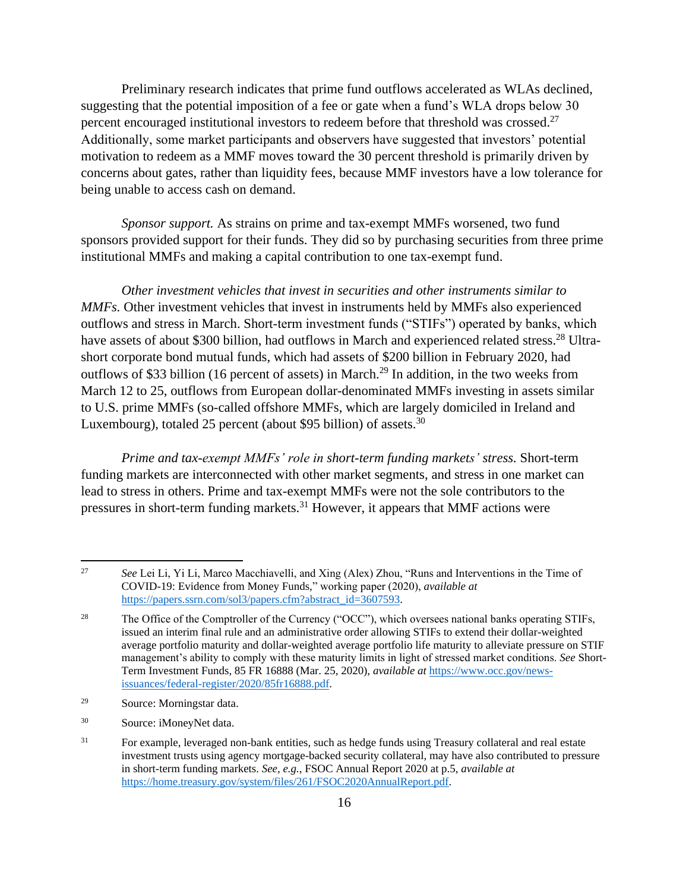Preliminary research indicates that prime fund outflows accelerated as WLAs declined, suggesting that the potential imposition of a fee or gate when a fund's WLA drops below 30 percent encouraged institutional investors to redeem before that threshold was crossed.[27] Additionally, some market participants and observers have suggested that investors' potential motivation to redeem as a MMF moves toward the 30 percent threshold is primarily driven by concerns about gates, rather than liquidity fees, because MMF investors have a low tolerance for being unable to access cash on demand.

*Sponsor support.* As strains on prime and tax-exempt MMFs worsened, two fund sponsors provided support for their funds. They did so by purchasing securities from three prime institutional MMFs and making a capital contribution to one tax-exempt fund.

*Other investment vehicles that invest in securities and other instruments similar to MMFs.* Other investment vehicles that invest in instruments held by MMFs also experienced outflows and stress in March. Short-term investment funds ("STIFs") operated by banks, which have assets of about $300 billion, had outflows in March and experienced related stress.[28] Ultra-short corporate bond mutual funds, which had assets of $200 billion in February 2020, had outflows of $33 billion (16 percent of assets) in March.[29] In addition, in the two weeks from March 12 to 25, outflows from European dollar-denominated MMFs investing in assets similar to U.S. prime MMFs (so-called offshore MMFs, which are largely domiciled in Ireland and Luxembourg), totaled 25 percent (about $95 billion) of assets.[30]

*Prime and tax-exempt MMFs' role in short-term funding markets' stress.* Short-term funding markets are interconnected with other market segments, and stress in one market can lead to stress in others. Prime and tax-exempt MMFs were not the sole contributors to the pressures in short-term funding markets.[31] However, it appears that MMF actions were

---

[27] *See* Lei Li, Yi Li, Marco Macchiavelli, and Xing (Alex) Zhou, "Runs and Interventions in the Time of COVID-19: Evidence from Money Funds," working paper (2020), *available at* https://papers.ssrn.com/sol3/papers.cfm?abstract_id=3607593.

[28] The Office of the Comptroller of the Currency ("OCC"), which oversees national banks operating STIFs, issued an interim final rule and an administrative order allowing STIFs to extend their dollar-weighted average portfolio maturity and dollar-weighted average portfolio life maturity to alleviate pressure on STIF management's ability to comply with these maturity limits in light of stressed market conditions. *See* Short-Term Investment Funds, 85 FR 16888 (Mar. 25, 2020), *available at* https://www.occ.gov/news-issuances/federal-register/2020/85fr16888.pdf.

[29] Source: Morningstar data.

[30] Source: iMoneyNet data.

[31] For example, leveraged non-bank entities, such as hedge funds using Treasury collateral and real estate investment trusts using agency mortgage-backed security collateral, may have also contributed to pressure in short-term funding markets. *See, e.g.*, FSOC Annual Report 2020 at p.5, *available at* https://home.treasury.gov/system/files/261/FSOC2020AnnualReport.pdf.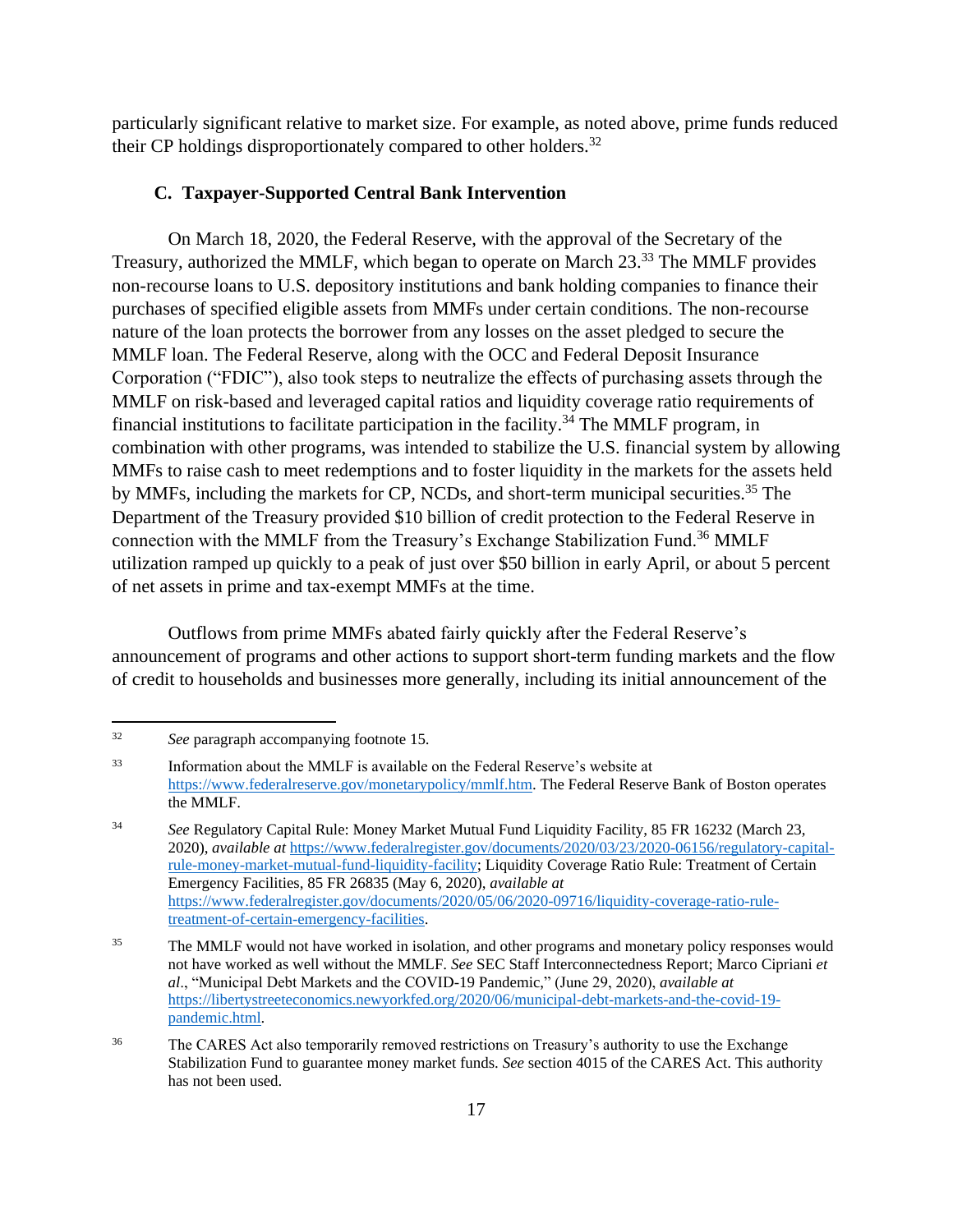particularly significant relative to market size. For example, as noted above, prime funds reduced their CP holdings disproportionately compared to other holders.[32]

### C. Taxpayer-Supported Central Bank Intervention

On March 18, 2020, the Federal Reserve, with the approval of the Secretary of the Treasury, authorized the MMLF, which began to operate on March 23.[33] The MMLF provides non-recourse loans to U.S. depository institutions and bank holding companies to finance their purchases of specified eligible assets from MMFs under certain conditions. The non-recourse nature of the loan protects the borrower from any losses on the asset pledged to secure the MMLF loan. The Federal Reserve, along with the OCC and Federal Deposit Insurance Corporation ("FDIC"), also took steps to neutralize the effects of purchasing assets through the MMLF on risk-based and leveraged capital ratios and liquidity coverage ratio requirements of financial institutions to facilitate participation in the facility.[34] The MMLF program, in combination with other programs, was intended to stabilize the U.S. financial system by allowing MMFs to raise cash to meet redemptions and to foster liquidity in the markets for the assets held by MMFs, including the markets for CP, NCDs, and short-term municipal securities.[35] The Department of the Treasury provided $10 billion of credit protection to the Federal Reserve in connection with the MMLF from the Treasury's Exchange Stabilization Fund.[36] MMLF utilization ramped up quickly to a peak of just over $50 billion in early April, or about 5 percent of net assets in prime and tax-exempt MMFs at the time.

Outflows from prime MMFs abated fairly quickly after the Federal Reserve's announcement of programs and other actions to support short-term funding markets and the flow of credit to households and businesses more generally, including its initial announcement of the

---

[32] *See* paragraph accompanying footnote 15.

[33] Information about the MMLF is available on the Federal Reserve's website at https://www.federalreserve.gov/monetarypolicy/mmlf.htm. The Federal Reserve Bank of Boston operates the MMLF.

[34] *See* Regulatory Capital Rule: Money Market Mutual Fund Liquidity Facility, 85 FR 16232 (March 23, 2020), *available at* https://www.federalregister.gov/documents/2020/03/23/2020-06156/regulatory-capital-rule-money-market-mutual-fund-liquidity-facility; Liquidity Coverage Ratio Rule: Treatment of Certain Emergency Facilities, 85 FR 26835 (May 6, 2020), *available at* https://www.federalregister.gov/documents/2020/05/06/2020-09716/liquidity-coverage-ratio-rule-treatment-of-certain-emergency-facilities.

[35] The MMLF would not have worked in isolation, and other programs and monetary policy responses would not have worked as well without the MMLF. *See* SEC Staff Interconnectedness Report; Marco Cipriani *et al*., "Municipal Debt Markets and the COVID-19 Pandemic," (June 29, 2020), *available at* https://libertystreeteconomics.newyorkfed.org/2020/06/municipal-debt-markets-and-the-covid-19-pandemic.html.

[36] The CARES Act also temporarily removed restrictions on Treasury's authority to use the Exchange Stabilization Fund to guarantee money market funds. *See* section 4015 of the CARES Act. This authority has not been used.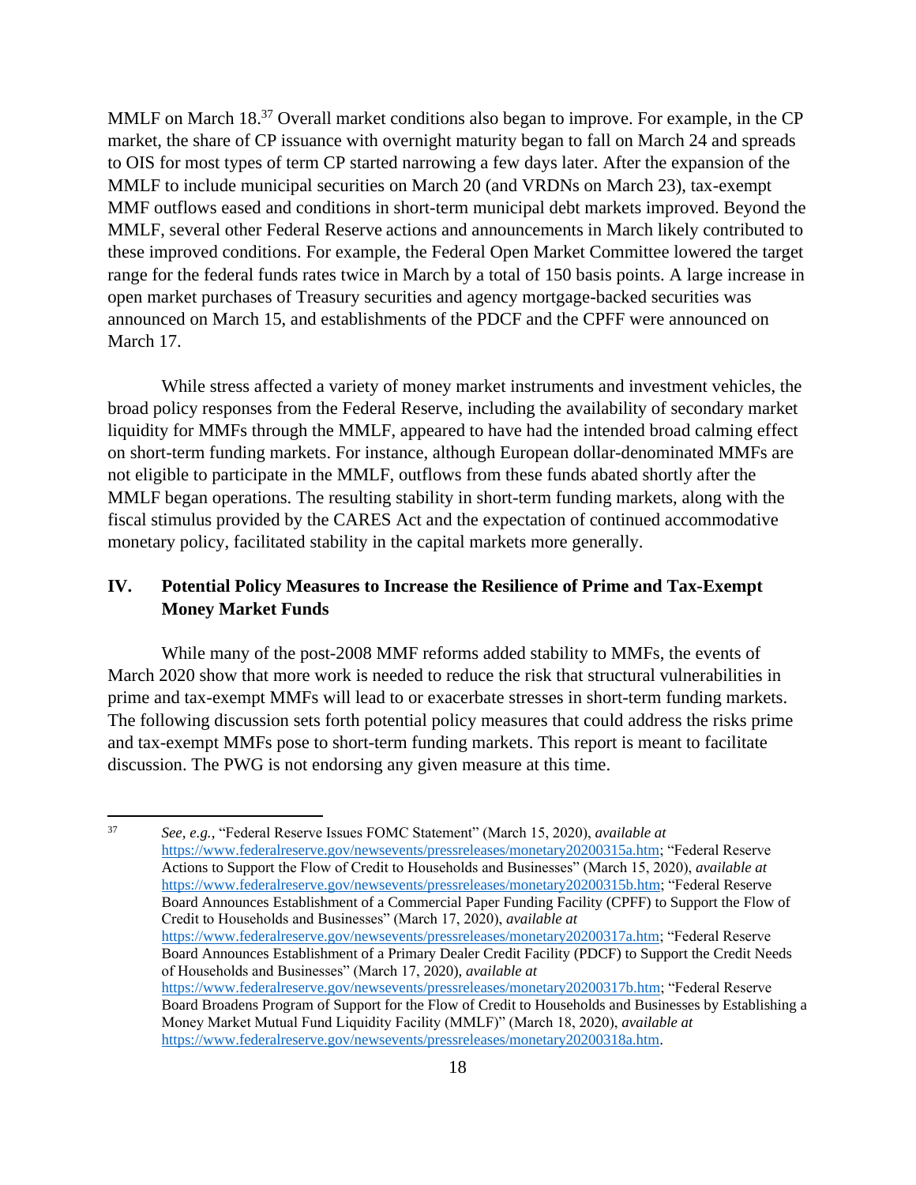MMLF on March 18.[37] Overall market conditions also began to improve. For example, in the CP market, the share of CP issuance with overnight maturity began to fall on March 24 and spreads to OIS for most types of term CP started narrowing a few days later. After the expansion of the MMLF to include municipal securities on March 20 (and VRDNs on March 23), tax-exempt MMF outflows eased and conditions in short-term municipal debt markets improved. Beyond the MMLF, several other Federal Reserve actions and announcements in March likely contributed to these improved conditions. For example, the Federal Open Market Committee lowered the target range for the federal funds rates twice in March by a total of 150 basis points. A large increase in open market purchases of Treasury securities and agency mortgage-backed securities was announced on March 15, and establishments of the PDCF and the CPFF were announced on March 17.

While stress affected a variety of money market instruments and investment vehicles, the broad policy responses from the Federal Reserve, including the availability of secondary market liquidity for MMFs through the MMLF, appeared to have had the intended broad calming effect on short-term funding markets. For instance, although European dollar-denominated MMFs are not eligible to participate in the MMLF, outflows from these funds abated shortly after the MMLF began operations. The resulting stability in short-term funding markets, along with the fiscal stimulus provided by the CARES Act and the expectation of continued accommodative monetary policy, facilitated stability in the capital markets more generally.

## IV. Potential Policy Measures to Increase the Resilience of Prime and Tax-Exempt Money Market Funds

While many of the post-2008 MMF reforms added stability to MMFs, the events of March 2020 show that more work is needed to reduce the risk that structural vulnerabilities in prime and tax-exempt MMFs will lead to or exacerbate stresses in short-term funding markets. The following discussion sets forth potential policy measures that could address the risks prime and tax-exempt MMFs pose to short-term funding markets. This report is meant to facilitate discussion. The PWG is not endorsing any given measure at this time.

---

[37] *See, e.g.*, "Federal Reserve Issues FOMC Statement" (March 15, 2020), *available at* https://www.federalreserve.gov/newsevents/pressreleases/monetary20200315a.htm; "Federal Reserve Actions to Support the Flow of Credit to Households and Businesses" (March 15, 2020), *available at* https://www.federalreserve.gov/newsevents/pressreleases/monetary20200315b.htm; "Federal Reserve Board Announces Establishment of a Commercial Paper Funding Facility (CPFF) to Support the Flow of Credit to Households and Businesses" (March 17, 2020), *available at* https://www.federalreserve.gov/newsevents/pressreleases/monetary20200317a.htm; "Federal Reserve Board Announces Establishment of a Primary Dealer Credit Facility (PDCF) to Support the Credit Needs of Households and Businesses" (March 17, 2020), *available at* https://www.federalreserve.gov/newsevents/pressreleases/monetary20200317b.htm; "Federal Reserve Board Broadens Program of Support for the Flow of Credit to Households and Businesses by Establishing a Money Market Mutual Fund Liquidity Facility (MMLF)" (March 18, 2020), *available at* https://www.federalreserve.gov/newsevents/pressreleases/monetary20200318a.htm.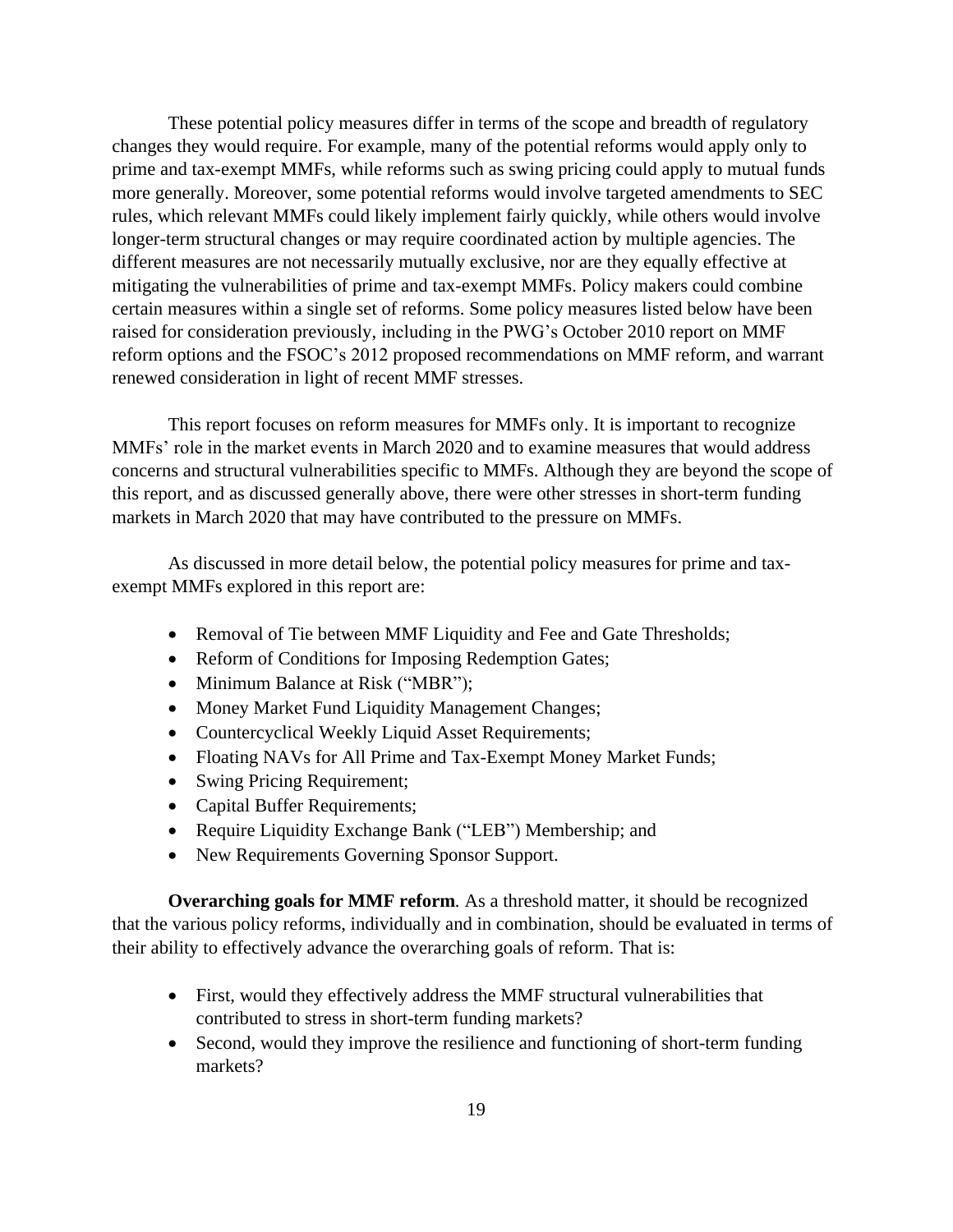These potential policy measures differ in terms of the scope and breadth of regulatory changes they would require. For example, many of the potential reforms would apply only to prime and tax-exempt MMFs, while reforms such as swing pricing could apply to mutual funds more generally. Moreover, some potential reforms would involve targeted amendments to SEC rules, which relevant MMFs could likely implement fairly quickly, while others would involve longer-term structural changes or may require coordinated action by multiple agencies. The different measures are not necessarily mutually exclusive, nor are they equally effective at mitigating the vulnerabilities of prime and tax-exempt MMFs. Policy makers could combine certain measures within a single set of reforms. Some policy measures listed below have been raised for consideration previously, including in the PWG's October 2010 report on MMF reform options and the FSOC's 2012 proposed recommendations on MMF reform, and warrant renewed consideration in light of recent MMF stresses.

This report focuses on reform measures for MMFs only. It is important to recognize MMFs' role in the market events in March 2020 and to examine measures that would address concerns and structural vulnerabilities specific to MMFs. Although they are beyond the scope of this report, and as discussed generally above, there were other stresses in short-term funding markets in March 2020 that may have contributed to the pressure on MMFs.

As discussed in more detail below, the potential policy measures for prime and tax-exempt MMFs explored in this report are:

- Removal of Tie between MMF Liquidity and Fee and Gate Thresholds;
- Reform of Conditions for Imposing Redemption Gates;
- Minimum Balance at Risk ("MBR");
- Money Market Fund Liquidity Management Changes;
- Countercyclical Weekly Liquid Asset Requirements;
- Floating NAVs for All Prime and Tax-Exempt Money Market Funds;
- Swing Pricing Requirement;
- Capital Buffer Requirements;
- Require Liquidity Exchange Bank ("LEB") Membership; and
- New Requirements Governing Sponsor Support.

**Overarching goals for MMF reform**. As a threshold matter, it should be recognized that the various policy reforms, individually and in combination, should be evaluated in terms of their ability to effectively advance the overarching goals of reform. That is:

- First, would they effectively address the MMF structural vulnerabilities that contributed to stress in short-term funding markets?
- Second, would they improve the resilience and functioning of short-term funding markets?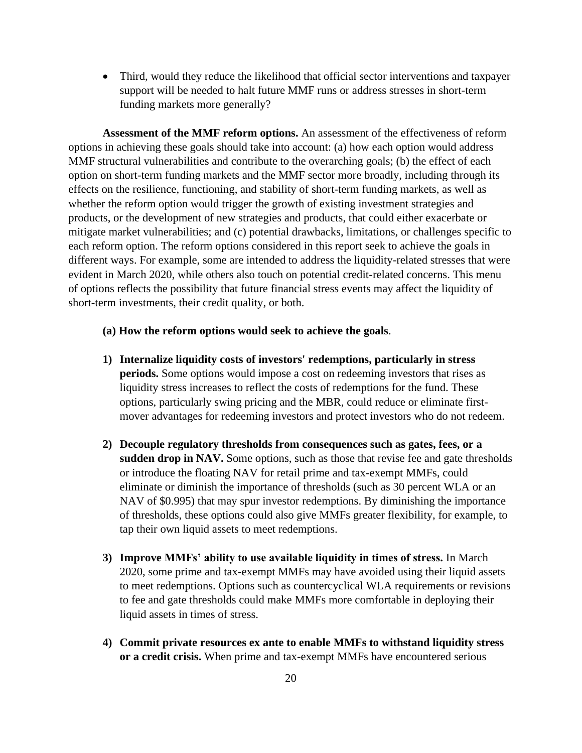- Third, would they reduce the likelihood that official sector interventions and taxpayer support will be needed to halt future MMF runs or address stresses in short-term funding markets more generally?

**Assessment of the MMF reform options.** An assessment of the effectiveness of reform options in achieving these goals should take into account: (a) how each option would address MMF structural vulnerabilities and contribute to the overarching goals; (b) the effect of each option on short-term funding markets and the MMF sector more broadly, including through its effects on the resilience, functioning, and stability of short-term funding markets, as well as whether the reform option would trigger the growth of existing investment strategies and products, or the development of new strategies and products, that could either exacerbate or mitigate market vulnerabilities; and (c) potential drawbacks, limitations, or challenges specific to each reform option. The reform options considered in this report seek to achieve the goals in different ways. For example, some are intended to address the liquidity-related stresses that were evident in March 2020, while others also touch on potential credit-related concerns. This menu of options reflects the possibility that future financial stress events may affect the liquidity of short-term investments, their credit quality, or both.

**(a) How the reform options would seek to achieve the goals**.

1) **Internalize liquidity costs of investors' redemptions, particularly in stress periods.** Some options would impose a cost on redeeming investors that rises as liquidity stress increases to reflect the costs of redemptions for the fund. These options, particularly swing pricing and the MBR, could reduce or eliminate first-mover advantages for redeeming investors and protect investors who do not redeem.

2) **Decouple regulatory thresholds from consequences such as gates, fees, or a sudden drop in NAV.** Some options, such as those that revise fee and gate thresholds or introduce the floating NAV for retail prime and tax-exempt MMFs, could eliminate or diminish the importance of thresholds (such as 30 percent WLA or an NAV of $0.995) that may spur investor redemptions. By diminishing the importance of thresholds, these options could also give MMFs greater flexibility, for example, to tap their own liquid assets to meet redemptions.

3) **Improve MMFs' ability to use available liquidity in times of stress.** In March 2020, some prime and tax-exempt MMFs may have avoided using their liquid assets to meet redemptions. Options such as countercyclical WLA requirements or revisions to fee and gate thresholds could make MMFs more comfortable in deploying their liquid assets in times of stress.

4) **Commit private resources ex ante to enable MMFs to withstand liquidity stress or a credit crisis.** When prime and tax-exempt MMFs have encountered serious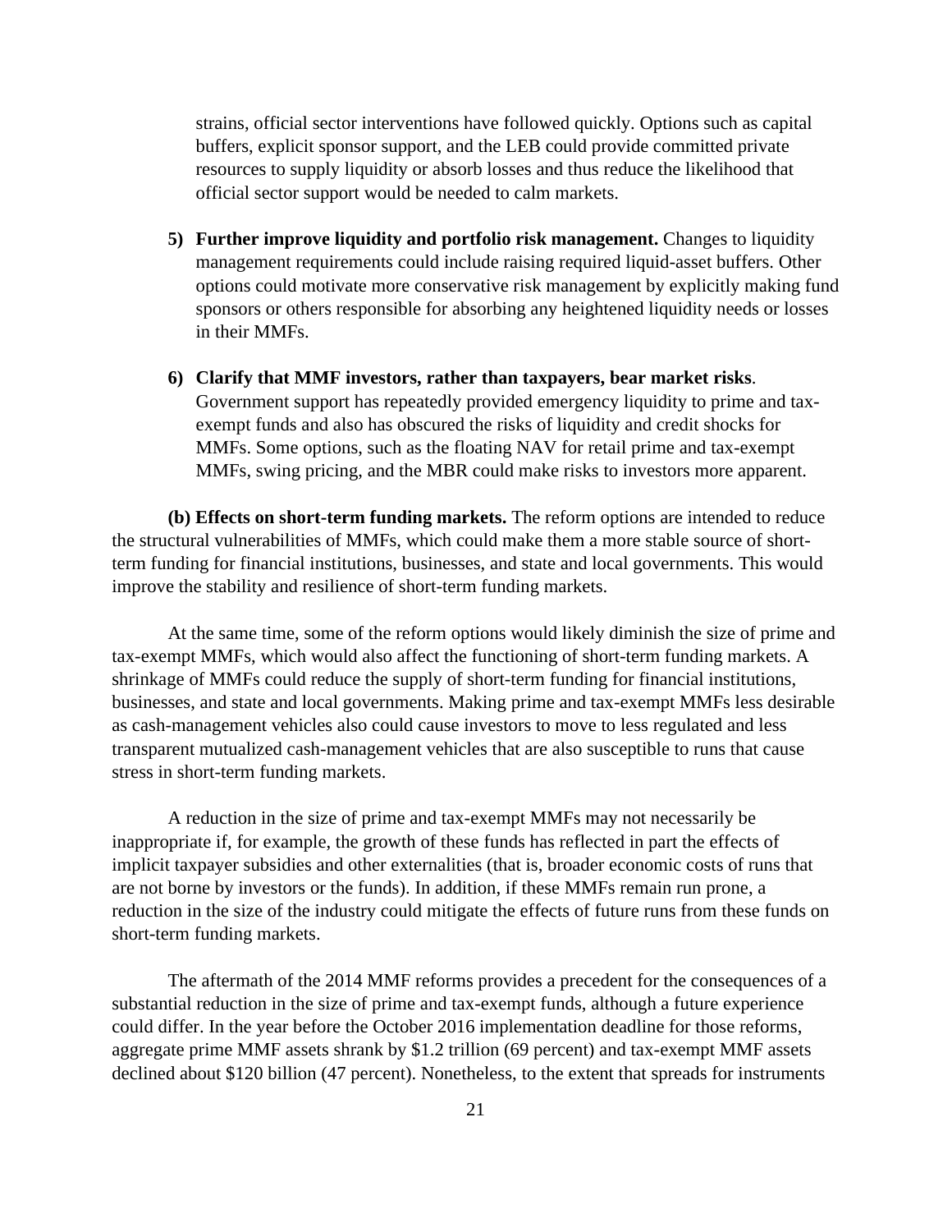strains, official sector interventions have followed quickly. Options such as capital buffers, explicit sponsor support, and the LEB could provide committed private resources to supply liquidity or absorb losses and thus reduce the likelihood that official sector support would be needed to calm markets.

5) **Further improve liquidity and portfolio risk management.** Changes to liquidity management requirements could include raising required liquid-asset buffers. Other options could motivate more conservative risk management by explicitly making fund sponsors or others responsible for absorbing any heightened liquidity needs or losses in their MMFs.

6) **Clarify that MMF investors, rather than taxpayers, bear market risks**. Government support has repeatedly provided emergency liquidity to prime and tax-exempt funds and also has obscured the risks of liquidity and credit shocks for MMFs. Some options, such as the floating NAV for retail prime and tax-exempt MMFs, swing pricing, and the MBR could make risks to investors more apparent.

**(b) Effects on short-term funding markets.** The reform options are intended to reduce the structural vulnerabilities of MMFs, which could make them a more stable source of short-term funding for financial institutions, businesses, and state and local governments. This would improve the stability and resilience of short-term funding markets.

At the same time, some of the reform options would likely diminish the size of prime and tax-exempt MMFs, which would also affect the functioning of short-term funding markets. A shrinkage of MMFs could reduce the supply of short-term funding for financial institutions, businesses, and state and local governments. Making prime and tax-exempt MMFs less desirable as cash-management vehicles also could cause investors to move to less regulated and less transparent mutualized cash-management vehicles that are also susceptible to runs that cause stress in short-term funding markets.

A reduction in the size of prime and tax-exempt MMFs may not necessarily be inappropriate if, for example, the growth of these funds has reflected in part the effects of implicit taxpayer subsidies and other externalities (that is, broader economic costs of runs that are not borne by investors or the funds). In addition, if these MMFs remain run prone, a reduction in the size of the industry could mitigate the effects of future runs from these funds on short-term funding markets.

The aftermath of the 2014 MMF reforms provides a precedent for the consequences of a substantial reduction in the size of prime and tax-exempt funds, although a future experience could differ. In the year before the October 2016 implementation deadline for those reforms, aggregate prime MMF assets shrank by $1.2 trillion (69 percent) and tax-exempt MMF assets declined about $120 billion (47 percent). Nonetheless, to the extent that spreads for instruments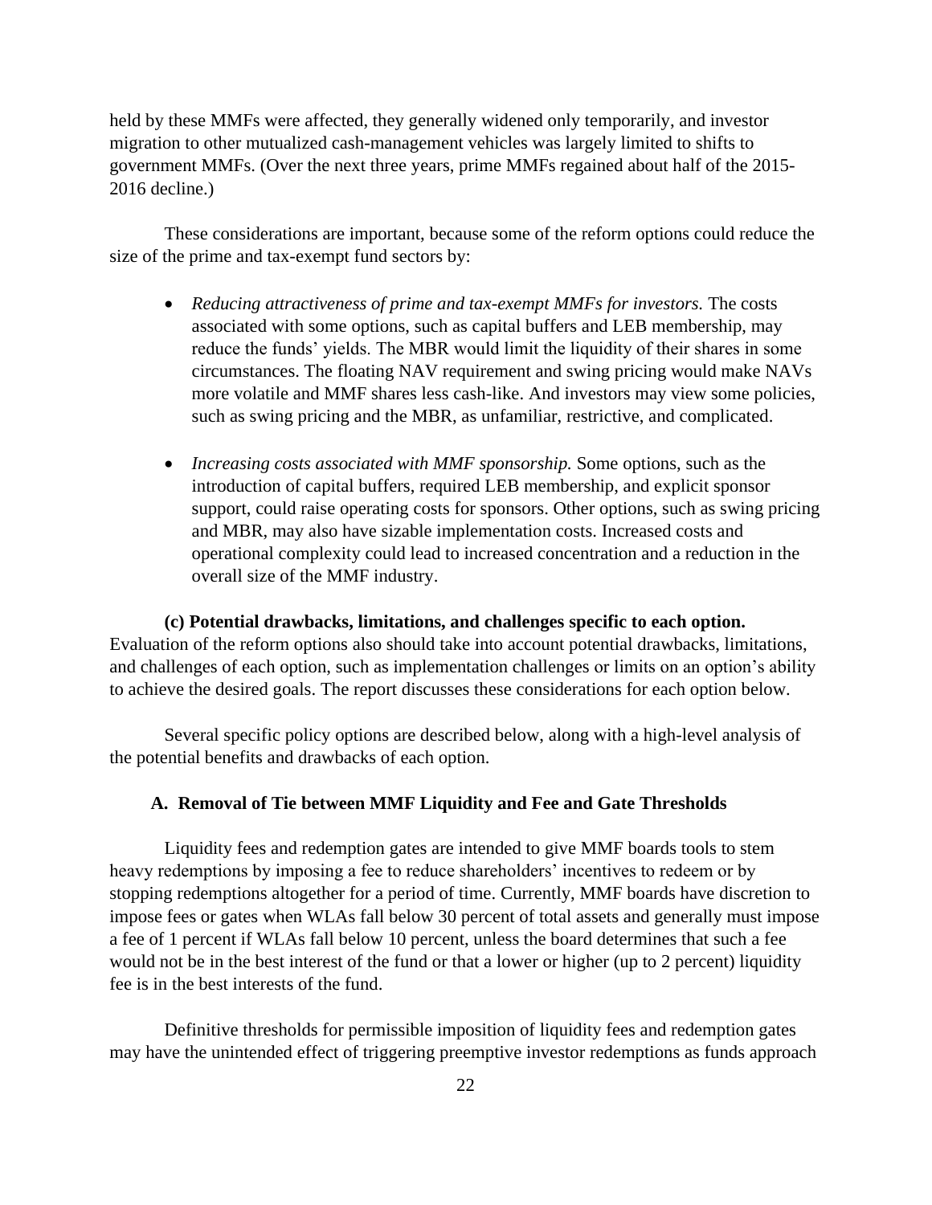held by these MMFs were affected, they generally widened only temporarily, and investor migration to other mutualized cash-management vehicles was largely limited to shifts to government MMFs. (Over the next three years, prime MMFs regained about half of the 2015-2016 decline.)

These considerations are important, because some of the reform options could reduce the size of the prime and tax-exempt fund sectors by:

- *Reducing attractiveness of prime and tax-exempt MMFs for investors.* The costs associated with some options, such as capital buffers and LEB membership, may reduce the funds' yields. The MBR would limit the liquidity of their shares in some circumstances. The floating NAV requirement and swing pricing would make NAVs more volatile and MMF shares less cash-like. And investors may view some policies, such as swing pricing and the MBR, as unfamiliar, restrictive, and complicated.

- *Increasing costs associated with MMF sponsorship.* Some options, such as the introduction of capital buffers, required LEB membership, and explicit sponsor support, could raise operating costs for sponsors. Other options, such as swing pricing and MBR, may also have sizable implementation costs. Increased costs and operational complexity could lead to increased concentration and a reduction in the overall size of the MMF industry.

**(c) Potential drawbacks, limitations, and challenges specific to each option.** Evaluation of the reform options also should take into account potential drawbacks, limitations, and challenges of each option, such as implementation challenges or limits on an option's ability to achieve the desired goals. The report discusses these considerations for each option below.

Several specific policy options are described below, along with a high-level analysis of the potential benefits and drawbacks of each option.

### A. Removal of Tie between MMF Liquidity and Fee and Gate Thresholds

Liquidity fees and redemption gates are intended to give MMF boards tools to stem heavy redemptions by imposing a fee to reduce shareholders' incentives to redeem or by stopping redemptions altogether for a period of time. Currently, MMF boards have discretion to impose fees or gates when WLAs fall below 30 percent of total assets and generally must impose a fee of 1 percent if WLAs fall below 10 percent, unless the board determines that such a fee would not be in the best interest of the fund or that a lower or higher (up to 2 percent) liquidity fee is in the best interests of the fund.

Definitive thresholds for permissible imposition of liquidity fees and redemption gates may have the unintended effect of triggering preemptive investor redemptions as funds approach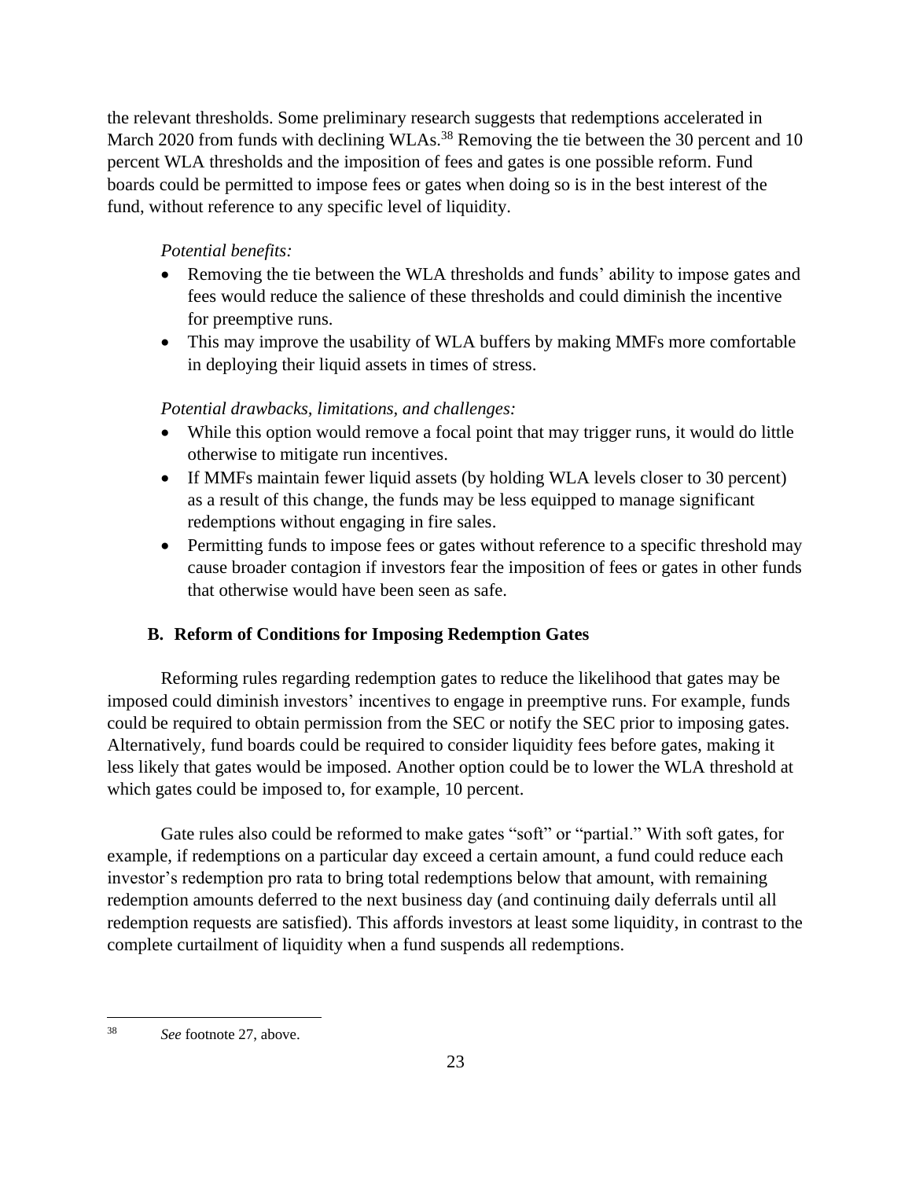the relevant thresholds. Some preliminary research suggests that redemptions accelerated in March 2020 from funds with declining WLAs.[38] Removing the tie between the 30 percent and 10 percent WLA thresholds and the imposition of fees and gates is one possible reform. Fund boards could be permitted to impose fees or gates when doing so is in the best interest of the fund, without reference to any specific level of liquidity.

*Potential benefits:*

- Removing the tie between the WLA thresholds and funds' ability to impose gates and fees would reduce the salience of these thresholds and could diminish the incentive for preemptive runs.
- This may improve the usability of WLA buffers by making MMFs more comfortable in deploying their liquid assets in times of stress.

*Potential drawbacks, limitations, and challenges:*

- While this option would remove a focal point that may trigger runs, it would do little otherwise to mitigate run incentives.
- If MMFs maintain fewer liquid assets (by holding WLA levels closer to 30 percent) as a result of this change, the funds may be less equipped to manage significant redemptions without engaging in fire sales.
- Permitting funds to impose fees or gates without reference to a specific threshold may cause broader contagion if investors fear the imposition of fees or gates in other funds that otherwise would have been seen as safe.

### B. Reform of Conditions for Imposing Redemption Gates

Reforming rules regarding redemption gates to reduce the likelihood that gates may be imposed could diminish investors' incentives to engage in preemptive runs. For example, funds could be required to obtain permission from the SEC or notify the SEC prior to imposing gates. Alternatively, fund boards could be required to consider liquidity fees before gates, making it less likely that gates would be imposed. Another option could be to lower the WLA threshold at which gates could be imposed to, for example, 10 percent.

Gate rules also could be reformed to make gates "soft" or "partial." With soft gates, for example, if redemptions on a particular day exceed a certain amount, a fund could reduce each investor's redemption pro rata to bring total redemptions below that amount, with remaining redemption amounts deferred to the next business day (and continuing daily deferrals until all redemption requests are satisfied). This affords investors at least some liquidity, in contrast to the complete curtailment of liquidity when a fund suspends all redemptions.

---

[38] *See* footnote 27, above.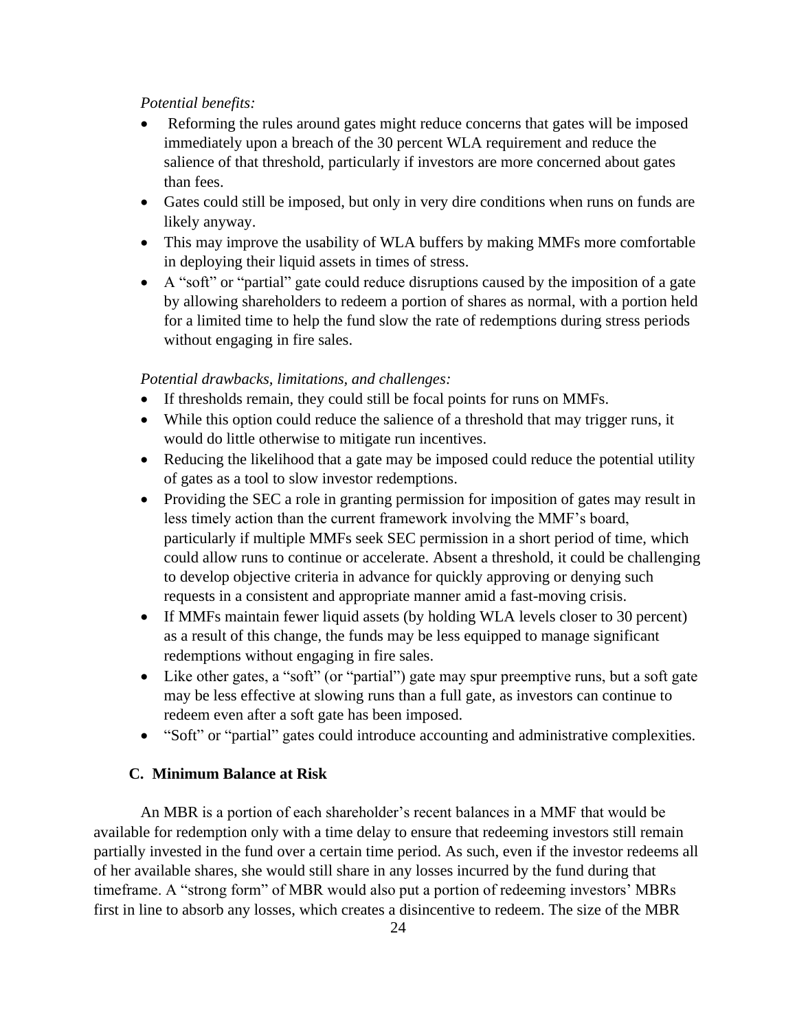*Potential benefits:*

- Reforming the rules around gates might reduce concerns that gates will be imposed immediately upon a breach of the 30 percent WLA requirement and reduce the salience of that threshold, particularly if investors are more concerned about gates than fees.
- Gates could still be imposed, but only in very dire conditions when runs on funds are likely anyway.
- This may improve the usability of WLA buffers by making MMFs more comfortable in deploying their liquid assets in times of stress.
- A "soft" or "partial" gate could reduce disruptions caused by the imposition of a gate by allowing shareholders to redeem a portion of shares as normal, with a portion held for a limited time to help the fund slow the rate of redemptions during stress periods without engaging in fire sales.

*Potential drawbacks, limitations, and challenges:*

- If thresholds remain, they could still be focal points for runs on MMFs.
- While this option could reduce the salience of a threshold that may trigger runs, it would do little otherwise to mitigate run incentives.
- Reducing the likelihood that a gate may be imposed could reduce the potential utility of gates as a tool to slow investor redemptions.
- Providing the SEC a role in granting permission for imposition of gates may result in less timely action than the current framework involving the MMF's board, particularly if multiple MMFs seek SEC permission in a short period of time, which could allow runs to continue or accelerate. Absent a threshold, it could be challenging to develop objective criteria in advance for quickly approving or denying such requests in a consistent and appropriate manner amid a fast-moving crisis.
- If MMFs maintain fewer liquid assets (by holding WLA levels closer to 30 percent) as a result of this change, the funds may be less equipped to manage significant redemptions without engaging in fire sales.
- Like other gates, a "soft" (or "partial") gate may spur preemptive runs, but a soft gate may be less effective at slowing runs than a full gate, as investors can continue to redeem even after a soft gate has been imposed.
- "Soft" or "partial" gates could introduce accounting and administrative complexities.

### C. Minimum Balance at Risk

An MBR is a portion of each shareholder's recent balances in a MMF that would be available for redemption only with a time delay to ensure that redeeming investors still remain partially invested in the fund over a certain time period. As such, even if the investor redeems all of her available shares, she would still share in any losses incurred by the fund during that timeframe. A "strong form" of MBR would also put a portion of redeeming investors' MBRs first in line to absorb any losses, which creates a disincentive to redeem. The size of the MBR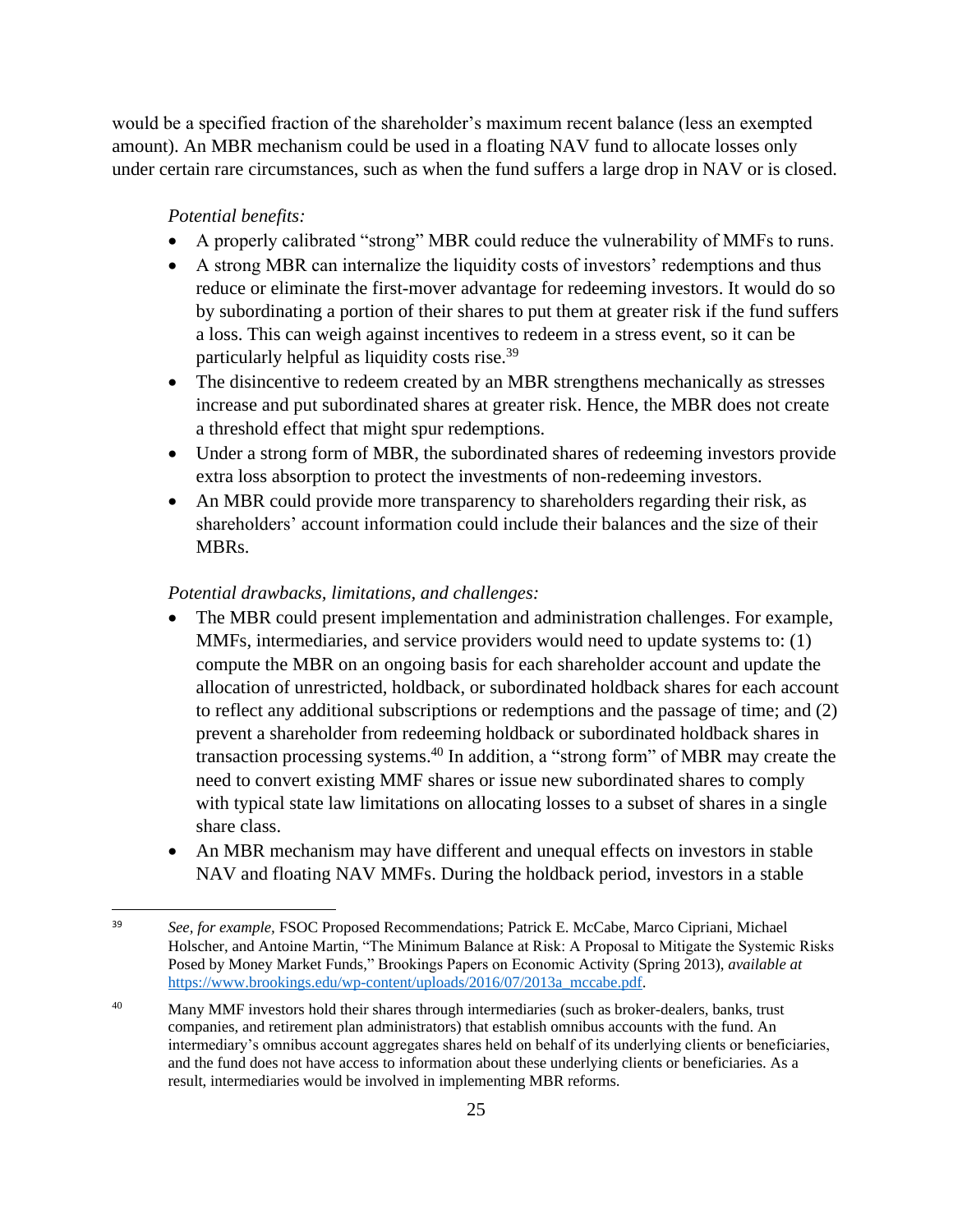would be a specified fraction of the shareholder's maximum recent balance (less an exempted amount). An MBR mechanism could be used in a floating NAV fund to allocate losses only under certain rare circumstances, such as when the fund suffers a large drop in NAV or is closed.

*Potential benefits:*

- A properly calibrated "strong" MBR could reduce the vulnerability of MMFs to runs.
- A strong MBR can internalize the liquidity costs of investors' redemptions and thus reduce or eliminate the first-mover advantage for redeeming investors. It would do so by subordinating a portion of their shares to put them at greater risk if the fund suffers a loss. This can weigh against incentives to redeem in a stress event, so it can be particularly helpful as liquidity costs rise.[39]
- The disincentive to redeem created by an MBR strengthens mechanically as stresses increase and put subordinated shares at greater risk. Hence, the MBR does not create a threshold effect that might spur redemptions.
- Under a strong form of MBR, the subordinated shares of redeeming investors provide extra loss absorption to protect the investments of non-redeeming investors.
- An MBR could provide more transparency to shareholders regarding their risk, as shareholders' account information could include their balances and the size of their MBRs.

*Potential drawbacks, limitations, and challenges:*

- The MBR could present implementation and administration challenges. For example, MMFs, intermediaries, and service providers would need to update systems to: (1) compute the MBR on an ongoing basis for each shareholder account and update the allocation of unrestricted, holdback, or subordinated holdback shares for each account to reflect any additional subscriptions or redemptions and the passage of time; and (2) prevent a shareholder from redeeming holdback or subordinated holdback shares in transaction processing systems.[40] In addition, a "strong form" of MBR may create the need to convert existing MMF shares or issue new subordinated shares to comply with typical state law limitations on allocating losses to a subset of shares in a single share class.
- An MBR mechanism may have different and unequal effects on investors in stable NAV and floating NAV MMFs. During the holdback period, investors in a stable

---

[39] *See, for example*, FSOC Proposed Recommendations; Patrick E. McCabe, Marco Cipriani, Michael Holscher, and Antoine Martin, "The Minimum Balance at Risk: A Proposal to Mitigate the Systemic Risks Posed by Money Market Funds," Brookings Papers on Economic Activity (Spring 2013), *available at* https://www.brookings.edu/wp-content/uploads/2016/07/2013a_mccabe.pdf.

[40] Many MMF investors hold their shares through intermediaries (such as broker-dealers, banks, trust companies, and retirement plan administrators) that establish omnibus accounts with the fund. An intermediary's omnibus account aggregates shares held on behalf of its underlying clients or beneficiaries, and the fund does not have access to information about these underlying clients or beneficiaries. As a result, intermediaries would be involved in implementing MBR reforms.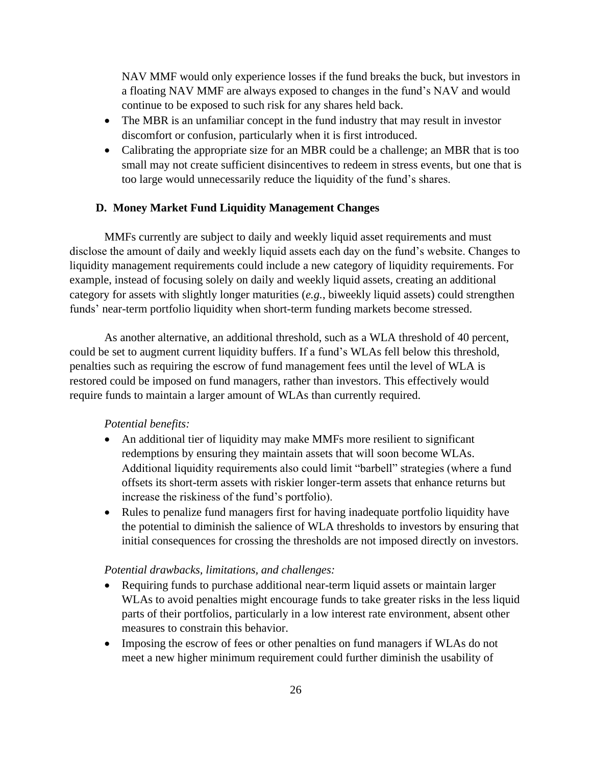NAV MMF would only experience losses if the fund breaks the buck, but investors in a floating NAV MMF are always exposed to changes in the fund's NAV and would continue to be exposed to such risk for any shares held back.

- The MBR is an unfamiliar concept in the fund industry that may result in investor discomfort or confusion, particularly when it is first introduced.
- Calibrating the appropriate size for an MBR could be a challenge; an MBR that is too small may not create sufficient disincentives to redeem in stress events, but one that is too large would unnecessarily reduce the liquidity of the fund's shares.

### D. Money Market Fund Liquidity Management Changes

MMFs currently are subject to daily and weekly liquid asset requirements and must disclose the amount of daily and weekly liquid assets each day on the fund's website. Changes to liquidity management requirements could include a new category of liquidity requirements. For example, instead of focusing solely on daily and weekly liquid assets, creating an additional category for assets with slightly longer maturities (*e.g.*, biweekly liquid assets) could strengthen funds' near-term portfolio liquidity when short-term funding markets become stressed.

As another alternative, an additional threshold, such as a WLA threshold of 40 percent, could be set to augment current liquidity buffers. If a fund's WLAs fell below this threshold, penalties such as requiring the escrow of fund management fees until the level of WLA is restored could be imposed on fund managers, rather than investors. This effectively would require funds to maintain a larger amount of WLAs than currently required.

*Potential benefits:*

- An additional tier of liquidity may make MMFs more resilient to significant redemptions by ensuring they maintain assets that will soon become WLAs. Additional liquidity requirements also could limit "barbell" strategies (where a fund offsets its short-term assets with riskier longer-term assets that enhance returns but increase the riskiness of the fund's portfolio).
- Rules to penalize fund managers first for having inadequate portfolio liquidity have the potential to diminish the salience of WLA thresholds to investors by ensuring that initial consequences for crossing the thresholds are not imposed directly on investors.

*Potential drawbacks, limitations, and challenges:*

- Requiring funds to purchase additional near-term liquid assets or maintain larger WLAs to avoid penalties might encourage funds to take greater risks in the less liquid parts of their portfolios, particularly in a low interest rate environment, absent other measures to constrain this behavior.
- Imposing the escrow of fees or other penalties on fund managers if WLAs do not meet a new higher minimum requirement could further diminish the usability of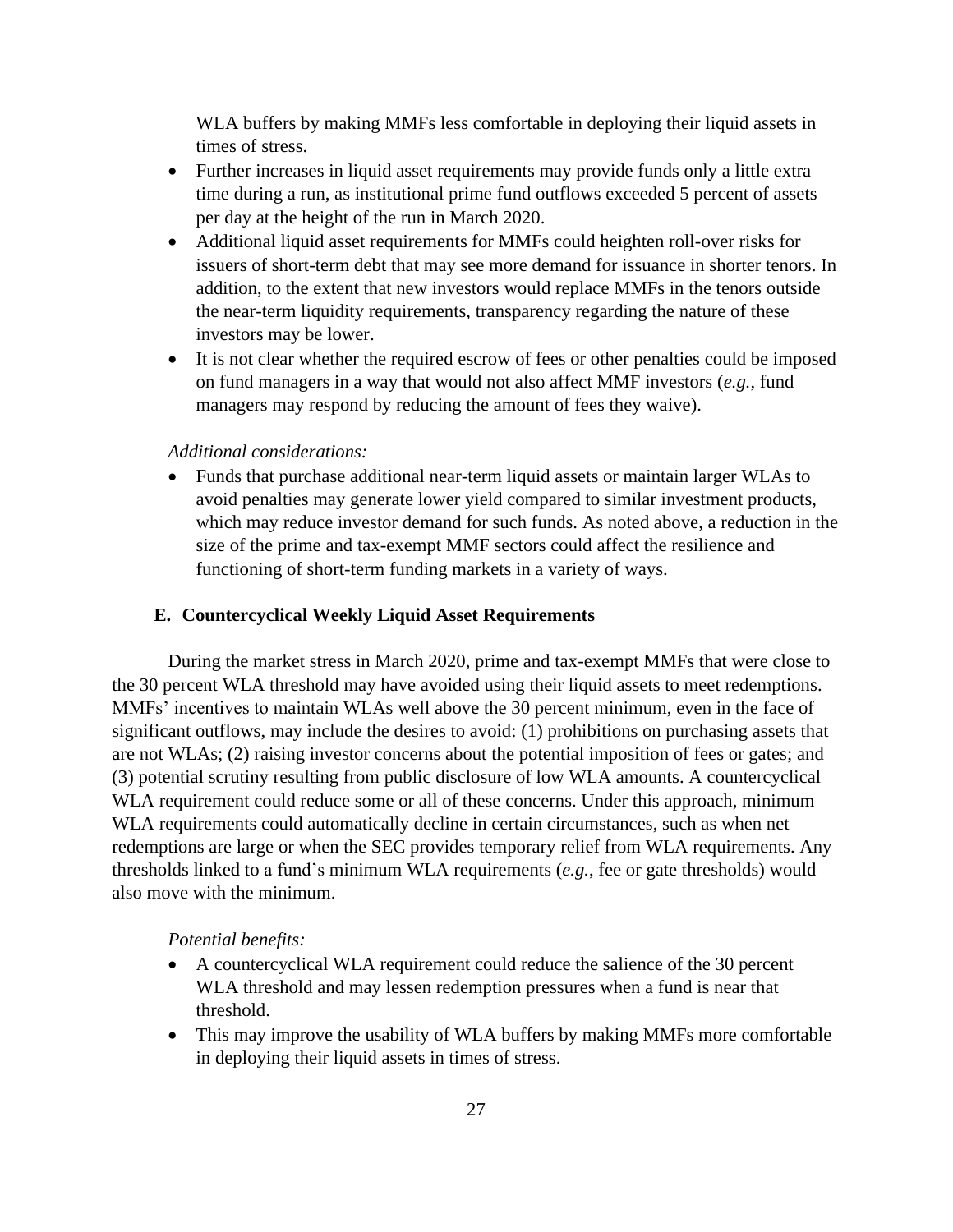WLA buffers by making MMFs less comfortable in deploying their liquid assets in times of stress.

- Further increases in liquid asset requirements may provide funds only a little extra time during a run, as institutional prime fund outflows exceeded 5 percent of assets per day at the height of the run in March 2020.
- Additional liquid asset requirements for MMFs could heighten roll-over risks for issuers of short-term debt that may see more demand for issuance in shorter tenors. In addition, to the extent that new investors would replace MMFs in the tenors outside the near-term liquidity requirements, transparency regarding the nature of these investors may be lower.
- It is not clear whether the required escrow of fees or other penalties could be imposed on fund managers in a way that would not also affect MMF investors (*e.g.*, fund managers may respond by reducing the amount of fees they waive).

*Additional considerations:*

- Funds that purchase additional near-term liquid assets or maintain larger WLAs to avoid penalties may generate lower yield compared to similar investment products, which may reduce investor demand for such funds. As noted above, a reduction in the size of the prime and tax-exempt MMF sectors could affect the resilience and functioning of short-term funding markets in a variety of ways.

### E. Countercyclical Weekly Liquid Asset Requirements

During the market stress in March 2020, prime and tax-exempt MMFs that were close to the 30 percent WLA threshold may have avoided using their liquid assets to meet redemptions. MMFs' incentives to maintain WLAs well above the 30 percent minimum, even in the face of significant outflows, may include the desires to avoid: (1) prohibitions on purchasing assets that are not WLAs; (2) raising investor concerns about the potential imposition of fees or gates; and (3) potential scrutiny resulting from public disclosure of low WLA amounts. A countercyclical WLA requirement could reduce some or all of these concerns. Under this approach, minimum WLA requirements could automatically decline in certain circumstances, such as when net redemptions are large or when the SEC provides temporary relief from WLA requirements. Any thresholds linked to a fund's minimum WLA requirements (*e.g.*, fee or gate thresholds) would also move with the minimum.

*Potential benefits:*

- A countercyclical WLA requirement could reduce the salience of the 30 percent WLA threshold and may lessen redemption pressures when a fund is near that threshold.
- This may improve the usability of WLA buffers by making MMFs more comfortable in deploying their liquid assets in times of stress.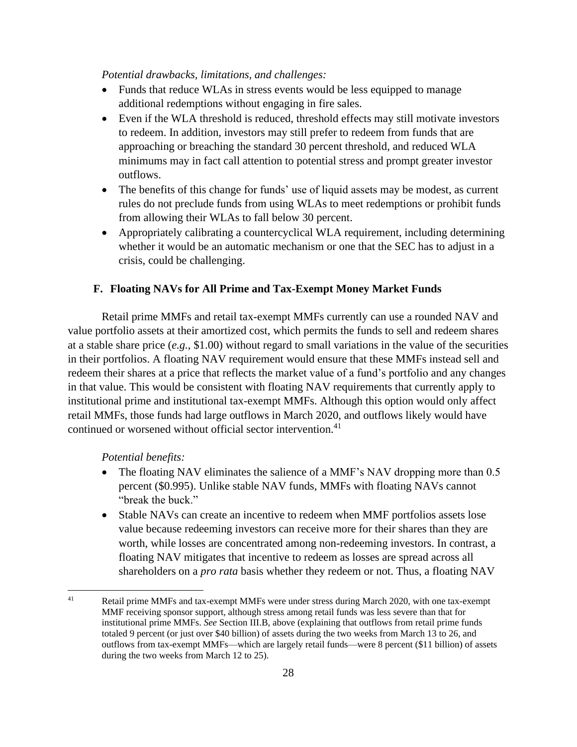*Potential drawbacks, limitations, and challenges:*

- Funds that reduce WLAs in stress events would be less equipped to manage additional redemptions without engaging in fire sales.
- Even if the WLA threshold is reduced, threshold effects may still motivate investors to redeem. In addition, investors may still prefer to redeem from funds that are approaching or breaching the standard 30 percent threshold, and reduced WLA minimums may in fact call attention to potential stress and prompt greater investor outflows.
- The benefits of this change for funds' use of liquid assets may be modest, as current rules do not preclude funds from using WLAs to meet redemptions or prohibit funds from allowing their WLAs to fall below 30 percent.
- Appropriately calibrating a countercyclical WLA requirement, including determining whether it would be an automatic mechanism or one that the SEC has to adjust in a crisis, could be challenging.

## F. Floating NAVs for All Prime and Tax-Exempt Money Market Funds

Retail prime MMFs and retail tax-exempt MMFs currently can use a rounded NAV and value portfolio assets at their amortized cost, which permits the funds to sell and redeem shares at a stable share price (*e.g.*, $1.00) without regard to small variations in the value of the securities in their portfolios. A floating NAV requirement would ensure that these MMFs instead sell and redeem their shares at a price that reflects the market value of a fund's portfolio and any changes in that value. This would be consistent with floating NAV requirements that currently apply to institutional prime and institutional tax-exempt MMFs. Although this option would only affect retail MMFs, those funds had large outflows in March 2020, and outflows likely would have continued or worsened without official sector intervention.[41]

*Potential benefits:*

- The floating NAV eliminates the salience of a MMF's NAV dropping more than 0.5 percent ($0.995). Unlike stable NAV funds, MMFs with floating NAVs cannot "break the buck."
- Stable NAVs can create an incentive to redeem when MMF portfolios assets lose value because redeeming investors can receive more for their shares than they are worth, while losses are concentrated among non-redeeming investors. In contrast, a floating NAV mitigates that incentive to redeem as losses are spread across all shareholders on a *pro rata* basis whether they redeem or not. Thus, a floating NAV

---

[41] Retail prime MMFs and tax-exempt MMFs were under stress during March 2020, with one tax-exempt MMF receiving sponsor support, although stress among retail funds was less severe than that for institutional prime MMFs. *See* Section III.B, above (explaining that outflows from retail prime funds totaled 9 percent (or just over $40 billion) of assets during the two weeks from March 13 to 26, and outflows from tax-exempt MMFs—which are largely retail funds—were 8 percent ($11 billion) of assets during the two weeks from March 12 to 25).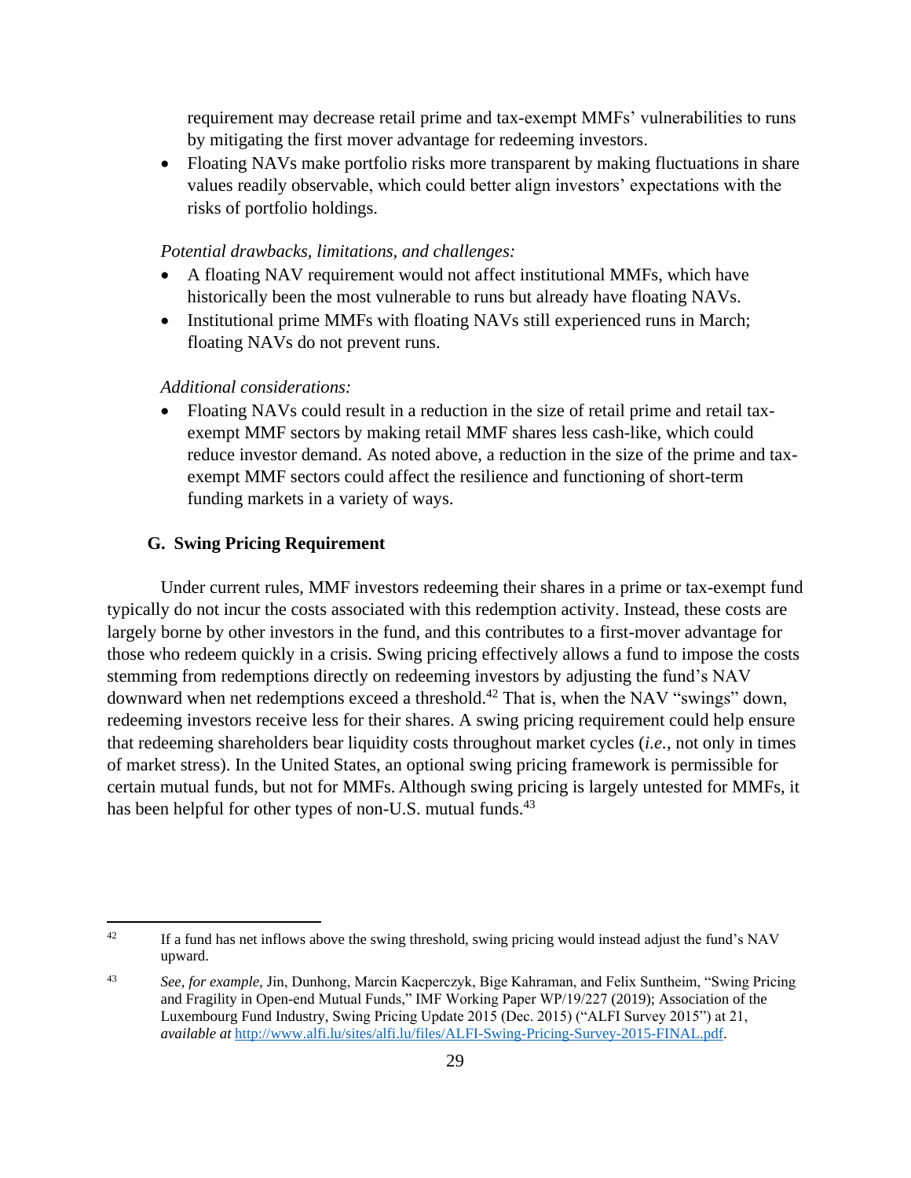requirement may decrease retail prime and tax-exempt MMFs' vulnerabilities to runs by mitigating the first mover advantage for redeeming investors.

- Floating NAVs make portfolio risks more transparent by making fluctuations in share values readily observable, which could better align investors' expectations with the risks of portfolio holdings.

*Potential drawbacks, limitations, and challenges:*

- A floating NAV requirement would not affect institutional MMFs, which have historically been the most vulnerable to runs but already have floating NAVs.
- Institutional prime MMFs with floating NAVs still experienced runs in March; floating NAVs do not prevent runs.

*Additional considerations:*

- Floating NAVs could result in a reduction in the size of retail prime and retail tax-exempt MMF sectors by making retail MMF shares less cash-like, which could reduce investor demand. As noted above, a reduction in the size of the prime and tax-exempt MMF sectors could affect the resilience and functioning of short-term funding markets in a variety of ways.

### G. Swing Pricing Requirement

Under current rules, MMF investors redeeming their shares in a prime or tax-exempt fund typically do not incur the costs associated with this redemption activity. Instead, these costs are largely borne by other investors in the fund, and this contributes to a first-mover advantage for those who redeem quickly in a crisis. Swing pricing effectively allows a fund to impose the costs stemming from redemptions directly on redeeming investors by adjusting the fund's NAV downward when net redemptions exceed a threshold.[42] That is, when the NAV "swings" down, redeeming investors receive less for their shares. A swing pricing requirement could help ensure that redeeming shareholders bear liquidity costs throughout market cycles (*i.e.*, not only in times of market stress). In the United States, an optional swing pricing framework is permissible for certain mutual funds, but not for MMFs. Although swing pricing is largely untested for MMFs, it has been helpful for other types of non-U.S. mutual funds.[43]

---

[42] If a fund has net inflows above the swing threshold, swing pricing would instead adjust the fund's NAV upward.

[43] *See, for example,* Jin, Dunhong, Marcin Kacperczyk, Bige Kahraman, and Felix Suntheim, "Swing Pricing and Fragility in Open-end Mutual Funds," IMF Working Paper WP/19/227 (2019); Association of the Luxembourg Fund Industry, Swing Pricing Update 2015 (Dec. 2015) ("ALFI Survey 2015") at 21, *available at* [http://www.alfi.lu/sites/alfi.lu/files/ALFI-Swing-Pricing-Survey-2015-FINAL.pdf](http://www.alfi.lu/sites/alfi.lu/files/ALFI-Swing-Pricing-Survey-2015-FINAL.pdf).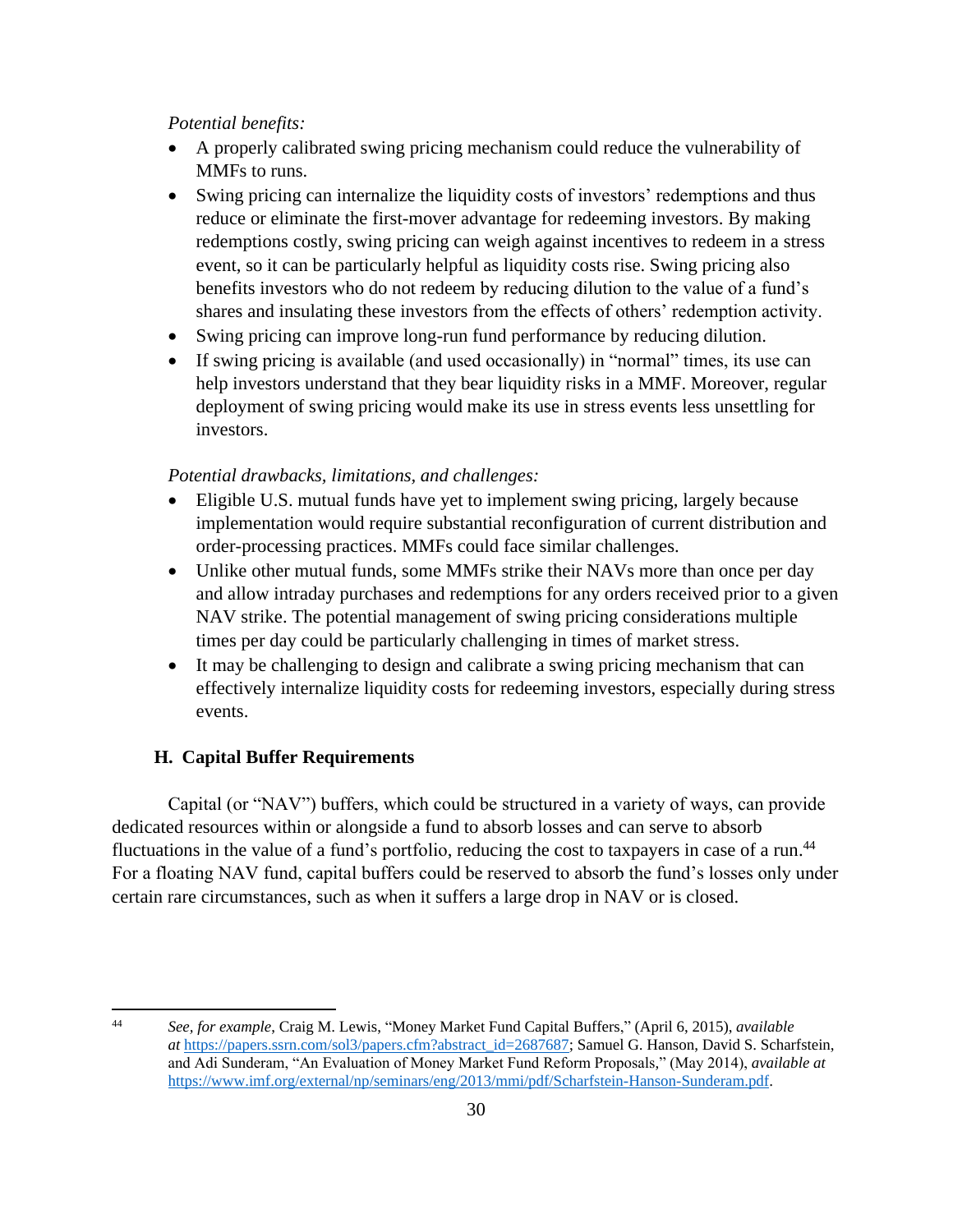*Potential benefits:*

- A properly calibrated swing pricing mechanism could reduce the vulnerability of MMFs to runs.
- Swing pricing can internalize the liquidity costs of investors' redemptions and thus reduce or eliminate the first-mover advantage for redeeming investors. By making redemptions costly, swing pricing can weigh against incentives to redeem in a stress event, so it can be particularly helpful as liquidity costs rise. Swing pricing also benefits investors who do not redeem by reducing dilution to the value of a fund's shares and insulating these investors from the effects of others' redemption activity.
- Swing pricing can improve long-run fund performance by reducing dilution.
- If swing pricing is available (and used occasionally) in "normal" times, its use can help investors understand that they bear liquidity risks in a MMF. Moreover, regular deployment of swing pricing would make its use in stress events less unsettling for investors.

*Potential drawbacks, limitations, and challenges:*

- Eligible U.S. mutual funds have yet to implement swing pricing, largely because implementation would require substantial reconfiguration of current distribution and order-processing practices. MMFs could face similar challenges.
- Unlike other mutual funds, some MMFs strike their NAVs more than once per day and allow intraday purchases and redemptions for any orders received prior to a given NAV strike. The potential management of swing pricing considerations multiple times per day could be particularly challenging in times of market stress.
- It may be challenging to design and calibrate a swing pricing mechanism that can effectively internalize liquidity costs for redeeming investors, especially during stress events.

### H. Capital Buffer Requirements

Capital (or "NAV") buffers, which could be structured in a variety of ways, can provide dedicated resources within or alongside a fund to absorb losses and can serve to absorb fluctuations in the value of a fund's portfolio, reducing the cost to taxpayers in case of a run.[44] For a floating NAV fund, capital buffers could be reserved to absorb the fund's losses only under certain rare circumstances, such as when it suffers a large drop in NAV or is closed.

---

[44] *See, for example*, Craig M. Lewis, "Money Market Fund Capital Buffers," (April 6, 2015), *available at* https://papers.ssrn.com/sol3/papers.cfm?abstract_id=2687687; Samuel G. Hanson, David S. Scharfstein, and Adi Sunderam, "An Evaluation of Money Market Fund Reform Proposals," (May 2014), *available at* https://www.imf.org/external/np/seminars/eng/2013/mmi/pdf/Scharfstein-Hanson-Sunderam.pdf.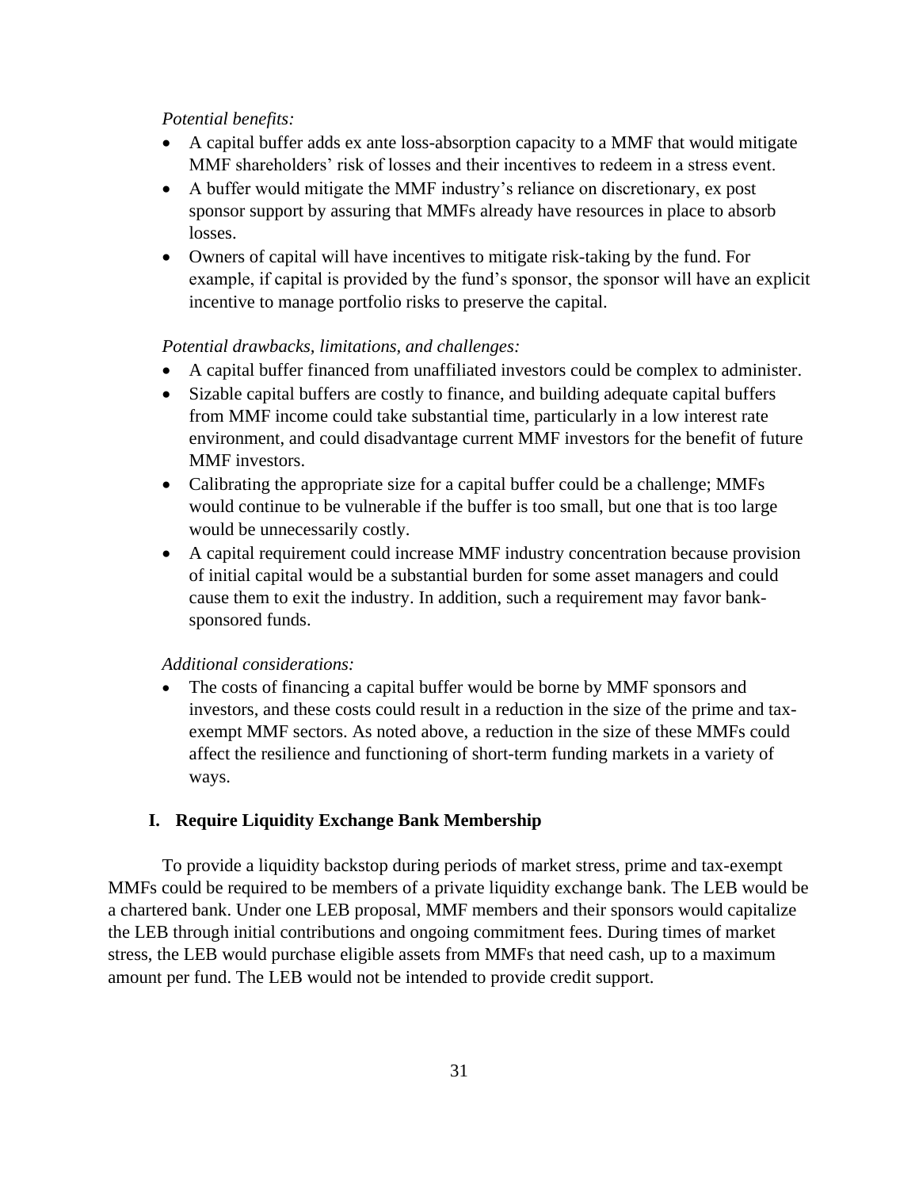*Potential benefits:*

- A capital buffer adds ex ante loss-absorption capacity to a MMF that would mitigate MMF shareholders' risk of losses and their incentives to redeem in a stress event.
- A buffer would mitigate the MMF industry's reliance on discretionary, ex post sponsor support by assuring that MMFs already have resources in place to absorb losses.
- Owners of capital will have incentives to mitigate risk-taking by the fund. For example, if capital is provided by the fund's sponsor, the sponsor will have an explicit incentive to manage portfolio risks to preserve the capital.

*Potential drawbacks, limitations, and challenges:*

- A capital buffer financed from unaffiliated investors could be complex to administer.
- Sizable capital buffers are costly to finance, and building adequate capital buffers from MMF income could take substantial time, particularly in a low interest rate environment, and could disadvantage current MMF investors for the benefit of future MMF investors.
- Calibrating the appropriate size for a capital buffer could be a challenge; MMFs would continue to be vulnerable if the buffer is too small, but one that is too large would be unnecessarily costly.
- A capital requirement could increase MMF industry concentration because provision of initial capital would be a substantial burden for some asset managers and could cause them to exit the industry. In addition, such a requirement may favor bank-sponsored funds.

*Additional considerations:*

- The costs of financing a capital buffer would be borne by MMF sponsors and investors, and these costs could result in a reduction in the size of the prime and tax-exempt MMF sectors. As noted above, a reduction in the size of these MMFs could affect the resilience and functioning of short-term funding markets in a variety of ways.

## I. Require Liquidity Exchange Bank Membership

To provide a liquidity backstop during periods of market stress, prime and tax-exempt MMFs could be required to be members of a private liquidity exchange bank. The LEB would be a chartered bank. Under one LEB proposal, MMF members and their sponsors would capitalize the LEB through initial contributions and ongoing commitment fees. During times of market stress, the LEB would purchase eligible assets from MMFs that need cash, up to a maximum amount per fund. The LEB would not be intended to provide credit support.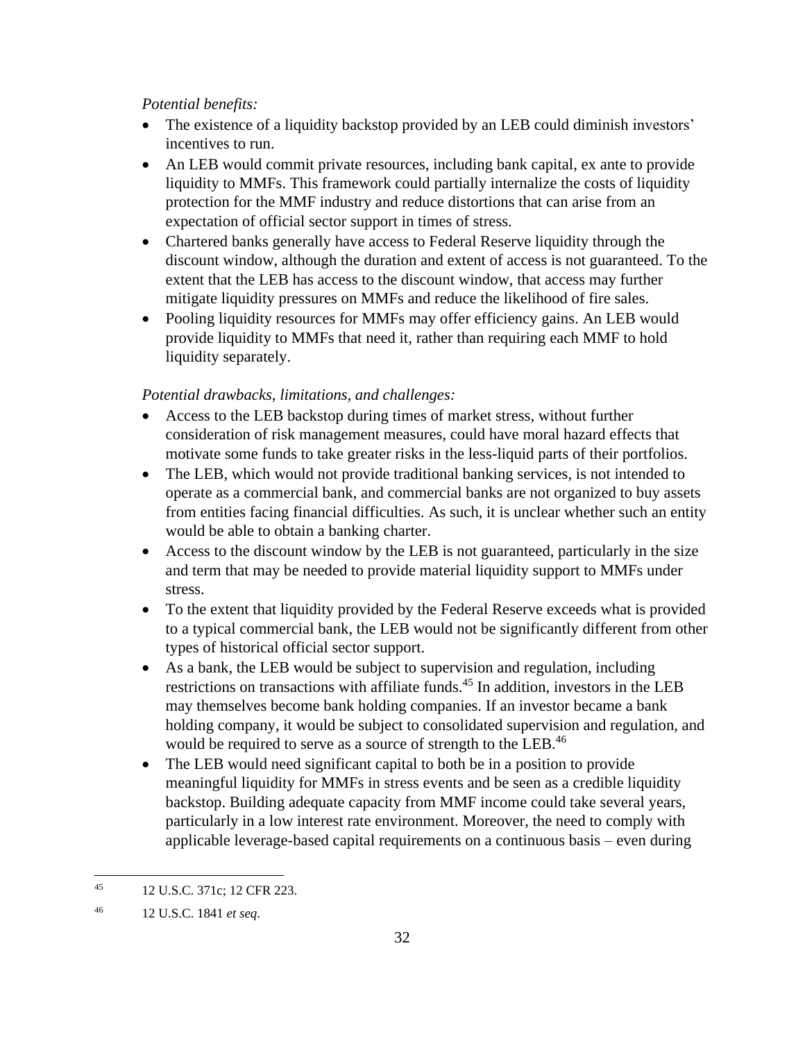*Potential benefits:*

- The existence of a liquidity backstop provided by an LEB could diminish investors' incentives to run.
- An LEB would commit private resources, including bank capital, ex ante to provide liquidity to MMFs. This framework could partially internalize the costs of liquidity protection for the MMF industry and reduce distortions that can arise from an expectation of official sector support in times of stress.
- Chartered banks generally have access to Federal Reserve liquidity through the discount window, although the duration and extent of access is not guaranteed. To the extent that the LEB has access to the discount window, that access may further mitigate liquidity pressures on MMFs and reduce the likelihood of fire sales.
- Pooling liquidity resources for MMFs may offer efficiency gains. An LEB would provide liquidity to MMFs that need it, rather than requiring each MMF to hold liquidity separately.

*Potential drawbacks, limitations, and challenges:*

- Access to the LEB backstop during times of market stress, without further consideration of risk management measures, could have moral hazard effects that motivate some funds to take greater risks in the less-liquid parts of their portfolios.
- The LEB, which would not provide traditional banking services, is not intended to operate as a commercial bank, and commercial banks are not organized to buy assets from entities facing financial difficulties. As such, it is unclear whether such an entity would be able to obtain a banking charter.
- Access to the discount window by the LEB is not guaranteed, particularly in the size and term that may be needed to provide material liquidity support to MMFs under stress.
- To the extent that liquidity provided by the Federal Reserve exceeds what is provided to a typical commercial bank, the LEB would not be significantly different from other types of historical official sector support.
- As a bank, the LEB would be subject to supervision and regulation, including restrictions on transactions with affiliate funds.[45] In addition, investors in the LEB may themselves become bank holding companies. If an investor became a bank holding company, it would be subject to consolidated supervision and regulation, and would be required to serve as a source of strength to the LEB.[46]
- The LEB would need significant capital to both be in a position to provide meaningful liquidity for MMFs in stress events and be seen as a credible liquidity backstop. Building adequate capacity from MMF income could take several years, particularly in a low interest rate environment. Moreover, the need to comply with applicable leverage-based capital requirements on a continuous basis – even during

[45] 12 U.S.C. 371c; 12 CFR 223.

[46] 12 U.S.C. 1841 *et seq*.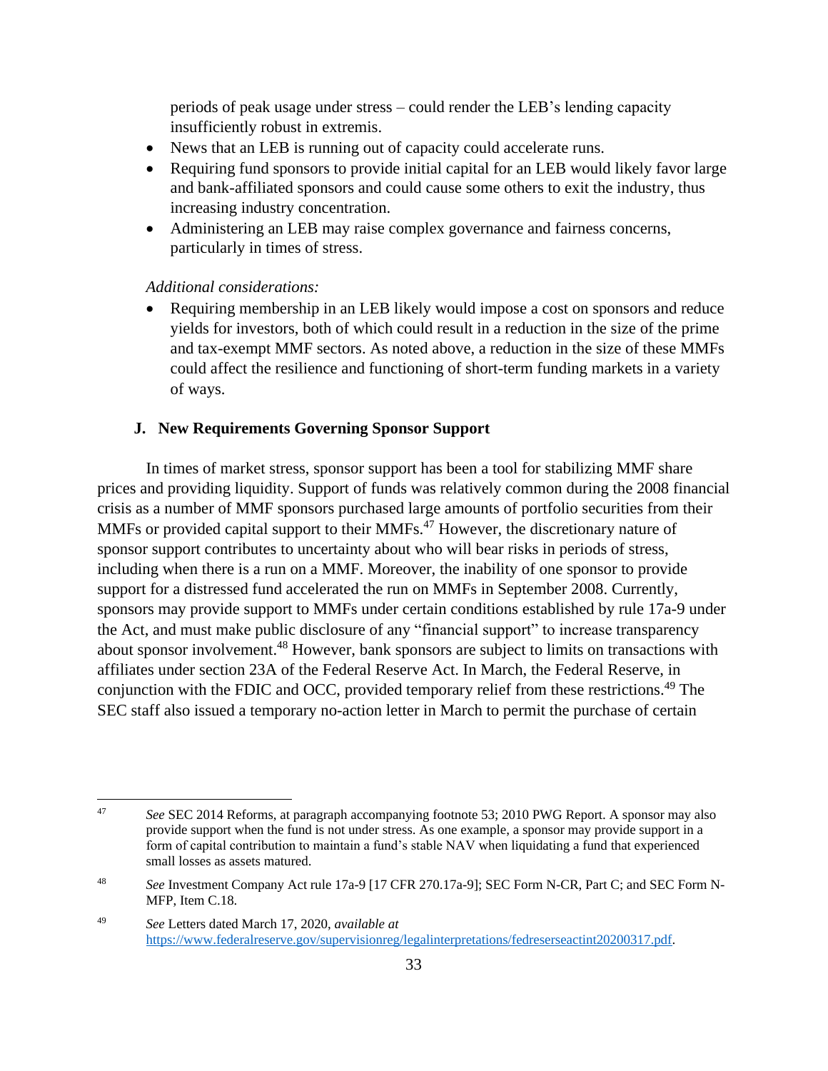periods of peak usage under stress – could render the LEB's lending capacity insufficiently robust in extremis.

- News that an LEB is running out of capacity could accelerate runs.
- Requiring fund sponsors to provide initial capital for an LEB would likely favor large and bank-affiliated sponsors and could cause some others to exit the industry, thus increasing industry concentration.
- Administering an LEB may raise complex governance and fairness concerns, particularly in times of stress.

*Additional considerations:*

- Requiring membership in an LEB likely would impose a cost on sponsors and reduce yields for investors, both of which could result in a reduction in the size of the prime and tax-exempt MMF sectors. As noted above, a reduction in the size of these MMFs could affect the resilience and functioning of short-term funding markets in a variety of ways.

### J. New Requirements Governing Sponsor Support

In times of market stress, sponsor support has been a tool for stabilizing MMF share prices and providing liquidity. Support of funds was relatively common during the 2008 financial crisis as a number of MMF sponsors purchased large amounts of portfolio securities from their MMFs or provided capital support to their MMFs.[47] However, the discretionary nature of sponsor support contributes to uncertainty about who will bear risks in periods of stress, including when there is a run on a MMF. Moreover, the inability of one sponsor to provide support for a distressed fund accelerated the run on MMFs in September 2008. Currently, sponsors may provide support to MMFs under certain conditions established by rule 17a-9 under the Act, and must make public disclosure of any "financial support" to increase transparency about sponsor involvement.[48] However, bank sponsors are subject to limits on transactions with affiliates under section 23A of the Federal Reserve Act. In March, the Federal Reserve, in conjunction with the FDIC and OCC, provided temporary relief from these restrictions.[49] The SEC staff also issued a temporary no-action letter in March to permit the purchase of certain

---

[47] *See* SEC 2014 Reforms, at paragraph accompanying footnote 53; 2010 PWG Report. A sponsor may also provide support when the fund is not under stress. As one example, a sponsor may provide support in a form of capital contribution to maintain a fund's stable NAV when liquidating a fund that experienced small losses as assets matured.

[48] *See* Investment Company Act rule 17a-9 [17 CFR 270.17a-9]; SEC Form N-CR, Part C; and SEC Form N-MFP, Item C.18.

[49] *See* Letters dated March 17, 2020, *available at* https://www.federalreserve.gov/supervisionreg/legalinterpretations/fedreserseactint20200317.pdf.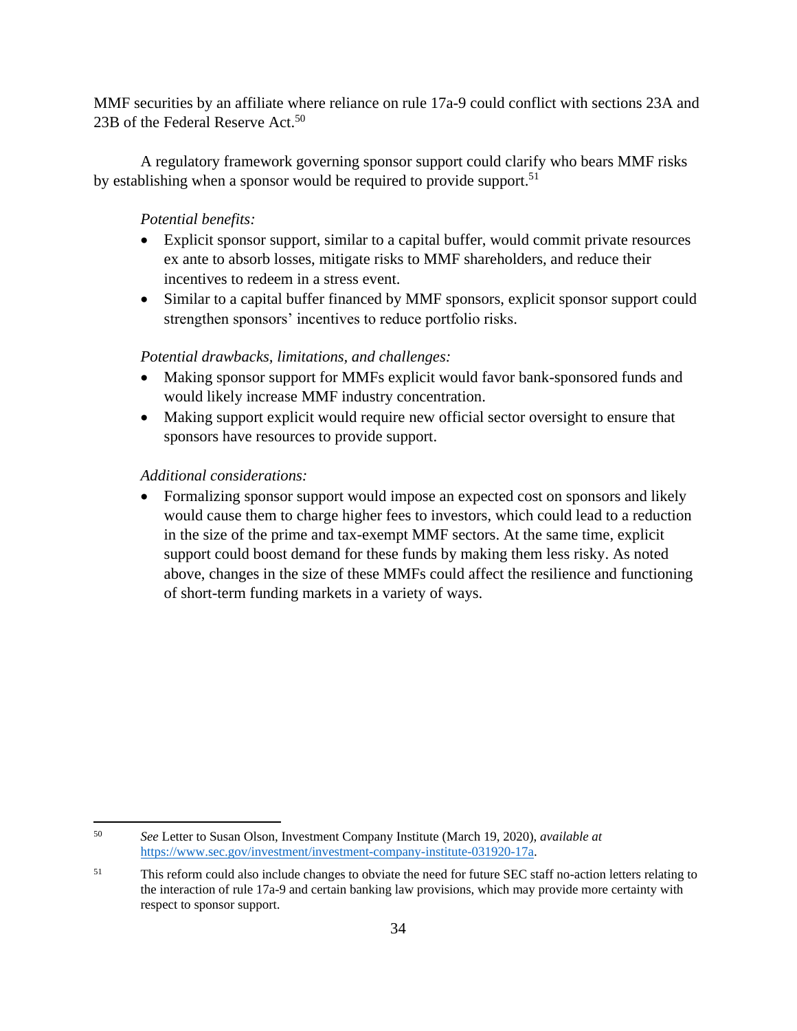MMF securities by an affiliate where reliance on rule 17a-9 could conflict with sections 23A and 23B of the Federal Reserve Act.[50]

A regulatory framework governing sponsor support could clarify who bears MMF risks by establishing when a sponsor would be required to provide support.[51]

*Potential benefits:*

- Explicit sponsor support, similar to a capital buffer, would commit private resources ex ante to absorb losses, mitigate risks to MMF shareholders, and reduce their incentives to redeem in a stress event.
- Similar to a capital buffer financed by MMF sponsors, explicit sponsor support could strengthen sponsors' incentives to reduce portfolio risks.

*Potential drawbacks, limitations, and challenges:*

- Making sponsor support for MMFs explicit would favor bank-sponsored funds and would likely increase MMF industry concentration.
- Making support explicit would require new official sector oversight to ensure that sponsors have resources to provide support.

*Additional considerations:*

- Formalizing sponsor support would impose an expected cost on sponsors and likely would cause them to charge higher fees to investors, which could lead to a reduction in the size of the prime and tax-exempt MMF sectors. At the same time, explicit support could boost demand for these funds by making them less risky. As noted above, changes in the size of these MMFs could affect the resilience and functioning of short-term funding markets in a variety of ways.

---

[50] *See* Letter to Susan Olson, Investment Company Institute (March 19, 2020), *available at* https://www.sec.gov/investment/investment-company-institute-031920-17a.

[51] This reform could also include changes to obviate the need for future SEC staff no-action letters relating to the interaction of rule 17a-9 and certain banking law provisions, which may provide more certainty with respect to sponsor support.